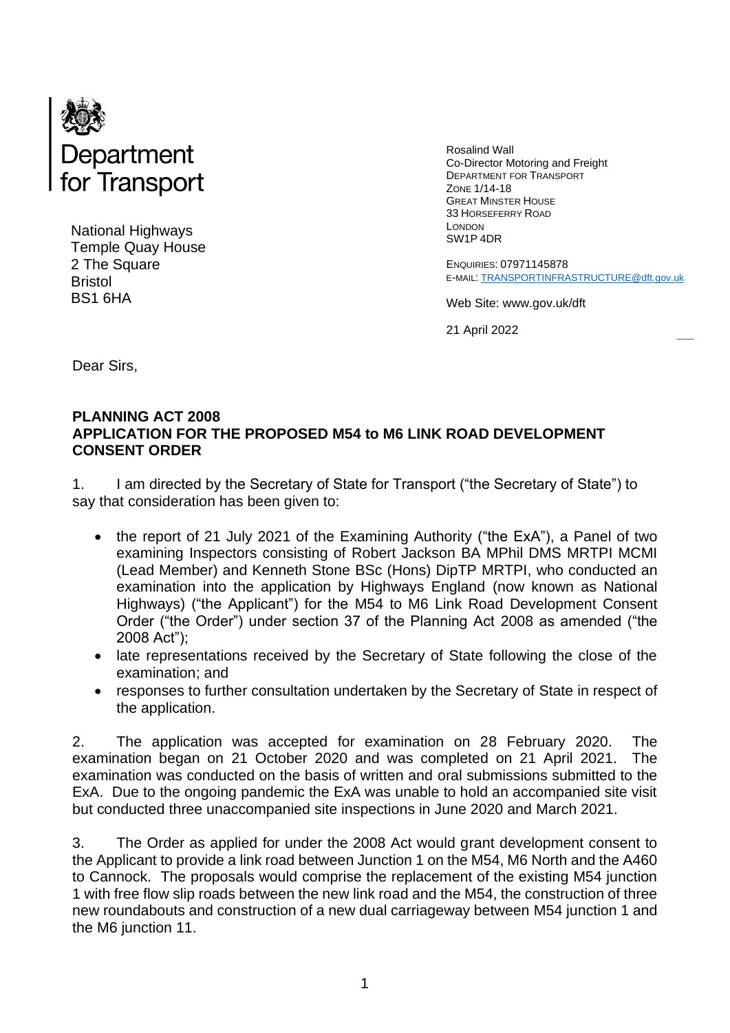Department for Transport

National Highways
Temple Quay House
2 The Square
Bristol
BS1 6HA

Rosalind Wall
Co-Director Motoring and Freight
DEPARTMENT FOR TRANSPORT
ZONE 1/14-18
GREAT MINSTER HOUSE
33 HORSEFERRY ROAD
LONDON
SW1P 4DR

ENQUIRIES: 07971145878
E-MAIL: TRANSPORTINFRASTRUCTURE@dft.gov.uk

Web Site: www.gov.uk/dft

21 April 2022

Dear Sirs,

**PLANNING ACT 2008**
**APPLICATION FOR THE PROPOSED M54 to M6 LINK ROAD DEVELOPMENT CONSENT ORDER**

1. I am directed by the Secretary of State for Transport ("the Secretary of State") to say that consideration has been given to:

- the report of 21 July 2021 of the Examining Authority ("the ExA"), a Panel of two examining Inspectors consisting of Robert Jackson BA MPhil DMS MRTPI MCMI (Lead Member) and Kenneth Stone BSc (Hons) DipTP MRTPI, who conducted an examination into the application by Highways England (now known as National Highways) ("the Applicant") for the M54 to M6 Link Road Development Consent Order ("the Order") under section 37 of the Planning Act 2008 as amended ("the 2008 Act");
- late representations received by the Secretary of State following the close of the examination; and
- responses to further consultation undertaken by the Secretary of State in respect of the application.

2. The application was accepted for examination on 28 February 2020. The examination began on 21 October 2020 and was completed on 21 April 2021. The examination was conducted on the basis of written and oral submissions submitted to the ExA. Due to the ongoing pandemic the ExA was unable to hold an accompanied site visit but conducted three unaccompanied site inspections in June 2020 and March 2021.

3. The Order as applied for under the 2008 Act would grant development consent to the Applicant to provide a link road between Junction 1 on the M54, M6 North and the A460 to Cannock. The proposals would comprise the replacement of the existing M54 junction 1 with free flow slip roads between the new link road and the M54, the construction of three new roundabouts and construction of a new dual carriageway between M54 junction 1 and the M6 junction 11.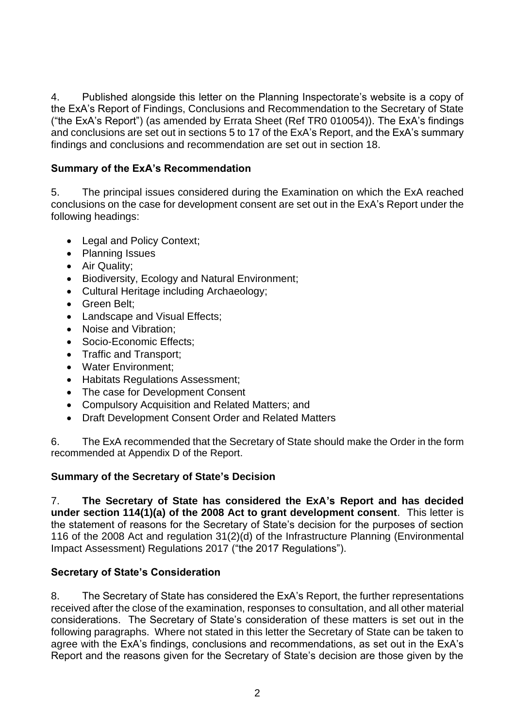4. Published alongside this letter on the Planning Inspectorate's website is a copy of the ExA's Report of Findings, Conclusions and Recommendation to the Secretary of State ("the ExA's Report") (as amended by Errata Sheet (Ref TR0 010054)). The ExA's findings and conclusions are set out in sections 5 to 17 of the ExA's Report, and the ExA's summary findings and conclusions and recommendation are set out in section 18.

## Summary of the ExA's Recommendation

5. The principal issues considered during the Examination on which the ExA reached conclusions on the case for development consent are set out in the ExA's Report under the following headings:

- Legal and Policy Context;
- Planning Issues
- Air Quality;
- Biodiversity, Ecology and Natural Environment;
- Cultural Heritage including Archaeology;
- Green Belt;
- Landscape and Visual Effects;
- Noise and Vibration;
- Socio-Economic Effects;
- Traffic and Transport;
- Water Environment;
- Habitats Regulations Assessment;
- The case for Development Consent
- Compulsory Acquisition and Related Matters; and
- Draft Development Consent Order and Related Matters

6. The ExA recommended that the Secretary of State should make the Order in the form recommended at Appendix D of the Report.

## Summary of the Secretary of State's Decision

7. **The Secretary of State has considered the ExA's Report and has decided under section 114(1)(a) of the 2008 Act to grant development consent**. This letter is the statement of reasons for the Secretary of State's decision for the purposes of section 116 of the 2008 Act and regulation 31(2)(d) of the Infrastructure Planning (Environmental Impact Assessment) Regulations 2017 ("the 2017 Regulations").

## Secretary of State's Consideration

8. The Secretary of State has considered the ExA's Report, the further representations received after the close of the examination, responses to consultation, and all other material considerations. The Secretary of State's consideration of these matters is set out in the following paragraphs. Where not stated in this letter the Secretary of State can be taken to agree with the ExA's findings, conclusions and recommendations, as set out in the ExA's Report and the reasons given for the Secretary of State's decision are those given by the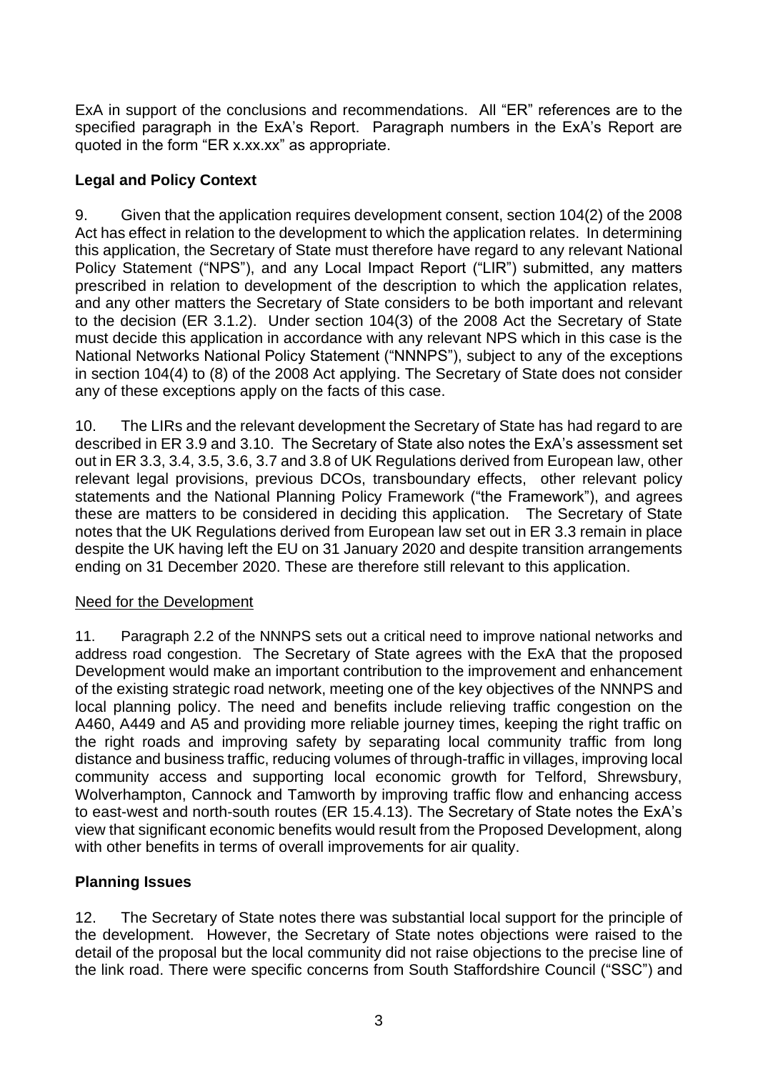ExA in support of the conclusions and recommendations. All "ER" references are to the specified paragraph in the ExA's Report. Paragraph numbers in the ExA's Report are quoted in the form "ER x.xx.xx" as appropriate.

## Legal and Policy Context

9. Given that the application requires development consent, section 104(2) of the 2008 Act has effect in relation to the development to which the application relates. In determining this application, the Secretary of State must therefore have regard to any relevant National Policy Statement ("NPS"), and any Local Impact Report ("LIR") submitted, any matters prescribed in relation to development of the description to which the application relates, and any other matters the Secretary of State considers to be both important and relevant to the decision (ER 3.1.2). Under section 104(3) of the 2008 Act the Secretary of State must decide this application in accordance with any relevant NPS which in this case is the National Networks National Policy Statement ("NNNPS"), subject to any of the exceptions in section 104(4) to (8) of the 2008 Act applying. The Secretary of State does not consider any of these exceptions apply on the facts of this case.

10. The LIRs and the relevant development the Secretary of State has had regard to are described in ER 3.9 and 3.10. The Secretary of State also notes the ExA's assessment set out in ER 3.3, 3.4, 3.5, 3.6, 3.7 and 3.8 of UK Regulations derived from European law, other relevant legal provisions, previous DCOs, transboundary effects, other relevant policy statements and the National Planning Policy Framework ("the Framework"), and agrees these are matters to be considered in deciding this application. The Secretary of State notes that the UK Regulations derived from European law set out in ER 3.3 remain in place despite the UK having left the EU on 31 January 2020 and despite transition arrangements ending on 31 December 2020. These are therefore still relevant to this application.

### Need for the Development

11. Paragraph 2.2 of the NNNPS sets out a critical need to improve national networks and address road congestion. The Secretary of State agrees with the ExA that the proposed Development would make an important contribution to the improvement and enhancement of the existing strategic road network, meeting one of the key objectives of the NNNPS and local planning policy. The need and benefits include relieving traffic congestion on the A460, A449 and A5 and providing more reliable journey times, keeping the right traffic on the right roads and improving safety by separating local community traffic from long distance and business traffic, reducing volumes of through-traffic in villages, improving local community access and supporting local economic growth for Telford, Shrewsbury, Wolverhampton, Cannock and Tamworth by improving traffic flow and enhancing access to east-west and north-south routes (ER 15.4.13). The Secretary of State notes the ExA's view that significant economic benefits would result from the Proposed Development, along with other benefits in terms of overall improvements for air quality.

## Planning Issues

12. The Secretary of State notes there was substantial local support for the principle of the development. However, the Secretary of State notes objections were raised to the detail of the proposal but the local community did not raise objections to the precise line of the link road. There were specific concerns from South Staffordshire Council ("SSC") and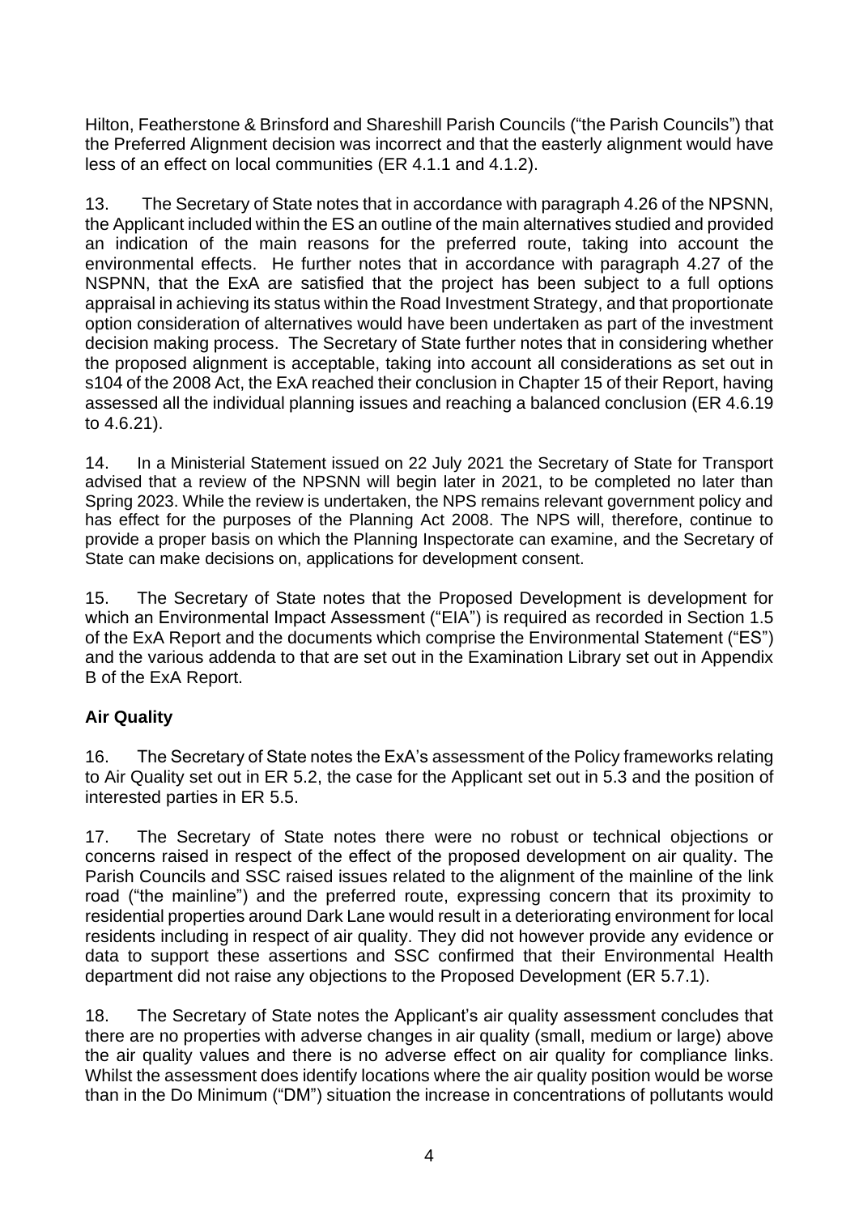Hilton, Featherstone & Brinsford and Shareshill Parish Councils ("the Parish Councils") that the Preferred Alignment decision was incorrect and that the easterly alignment would have less of an effect on local communities (ER 4.1.1 and 4.1.2).

13. The Secretary of State notes that in accordance with paragraph 4.26 of the NPSNN, the Applicant included within the ES an outline of the main alternatives studied and provided an indication of the main reasons for the preferred route, taking into account the environmental effects. He further notes that in accordance with paragraph 4.27 of the NSPNN, that the ExA are satisfied that the project has been subject to a full options appraisal in achieving its status within the Road Investment Strategy, and that proportionate option consideration of alternatives would have been undertaken as part of the investment decision making process. The Secretary of State further notes that in considering whether the proposed alignment is acceptable, taking into account all considerations as set out in s104 of the 2008 Act, the ExA reached their conclusion in Chapter 15 of their Report, having assessed all the individual planning issues and reaching a balanced conclusion (ER 4.6.19 to 4.6.21).

14. In a Ministerial Statement issued on 22 July 2021 the Secretary of State for Transport advised that a review of the NPSNN will begin later in 2021, to be completed no later than Spring 2023. While the review is undertaken, the NPS remains relevant government policy and has effect for the purposes of the Planning Act 2008. The NPS will, therefore, continue to provide a proper basis on which the Planning Inspectorate can examine, and the Secretary of State can make decisions on, applications for development consent.

15. The Secretary of State notes that the Proposed Development is development for which an Environmental Impact Assessment ("EIA") is required as recorded in Section 1.5 of the ExA Report and the documents which comprise the Environmental Statement ("ES") and the various addenda to that are set out in the Examination Library set out in Appendix B of the ExA Report.

**Air Quality**

16. The Secretary of State notes the ExA's assessment of the Policy frameworks relating to Air Quality set out in ER 5.2, the case for the Applicant set out in 5.3 and the position of interested parties in ER 5.5.

17. The Secretary of State notes there were no robust or technical objections or concerns raised in respect of the effect of the proposed development on air quality. The Parish Councils and SSC raised issues related to the alignment of the mainline of the link road ("the mainline") and the preferred route, expressing concern that its proximity to residential properties around Dark Lane would result in a deteriorating environment for local residents including in respect of air quality. They did not however provide any evidence or data to support these assertions and SSC confirmed that their Environmental Health department did not raise any objections to the Proposed Development (ER 5.7.1).

18. The Secretary of State notes the Applicant's air quality assessment concludes that there are no properties with adverse changes in air quality (small, medium or large) above the air quality values and there is no adverse effect on air quality for compliance links. Whilst the assessment does identify locations where the air quality position would be worse than in the Do Minimum ("DM") situation the increase in concentrations of pollutants would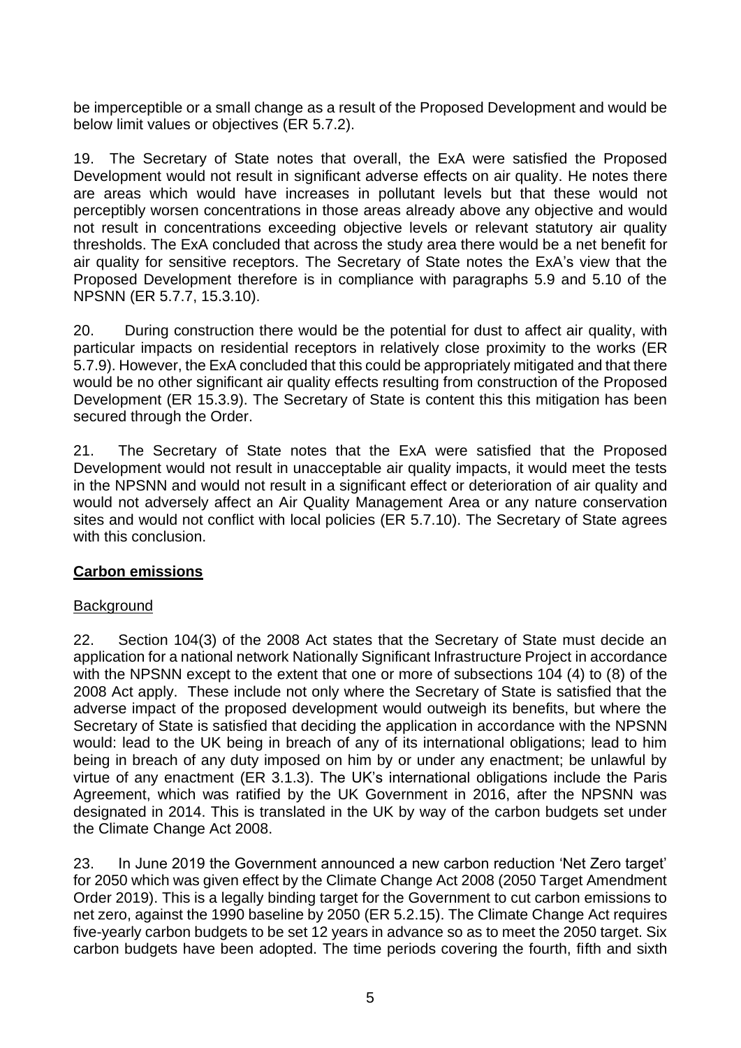be imperceptible or a small change as a result of the Proposed Development and would be below limit values or objectives (ER 5.7.2).

19. The Secretary of State notes that overall, the ExA were satisfied the Proposed Development would not result in significant adverse effects on air quality. He notes there are areas which would have increases in pollutant levels but that these would not perceptibly worsen concentrations in those areas already above any objective and would not result in concentrations exceeding objective levels or relevant statutory air quality thresholds. The ExA concluded that across the study area there would be a net benefit for air quality for sensitive receptors. The Secretary of State notes the ExA's view that the Proposed Development therefore is in compliance with paragraphs 5.9 and 5.10 of the NPSNN (ER 5.7.7, 15.3.10).

20. During construction there would be the potential for dust to affect air quality, with particular impacts on residential receptors in relatively close proximity to the works (ER 5.7.9). However, the ExA concluded that this could be appropriately mitigated and that there would be no other significant air quality effects resulting from construction of the Proposed Development (ER 15.3.9). The Secretary of State is content this this mitigation has been secured through the Order.

21. The Secretary of State notes that the ExA were satisfied that the Proposed Development would not result in unacceptable air quality impacts, it would meet the tests in the NPSNN and would not result in a significant effect or deterioration of air quality and would not adversely affect an Air Quality Management Area or any nature conservation sites and would not conflict with local policies (ER 5.7.10). The Secretary of State agrees with this conclusion.

## Carbon emissions

### Background

22. Section 104(3) of the 2008 Act states that the Secretary of State must decide an application for a national network Nationally Significant Infrastructure Project in accordance with the NPSNN except to the extent that one or more of subsections 104 (4) to (8) of the 2008 Act apply. These include not only where the Secretary of State is satisfied that the adverse impact of the proposed development would outweigh its benefits, but where the Secretary of State is satisfied that deciding the application in accordance with the NPSNN would: lead to the UK being in breach of any of its international obligations; lead to him being in breach of any duty imposed on him by or under any enactment; be unlawful by virtue of any enactment (ER 3.1.3). The UK's international obligations include the Paris Agreement, which was ratified by the UK Government in 2016, after the NPSNN was designated in 2014. This is translated in the UK by way of the carbon budgets set under the Climate Change Act 2008.

23. In June 2019 the Government announced a new carbon reduction 'Net Zero target' for 2050 which was given effect by the Climate Change Act 2008 (2050 Target Amendment Order 2019). This is a legally binding target for the Government to cut carbon emissions to net zero, against the 1990 baseline by 2050 (ER 5.2.15). The Climate Change Act requires five-yearly carbon budgets to be set 12 years in advance so as to meet the 2050 target. Six carbon budgets have been adopted. The time periods covering the fourth, fifth and sixth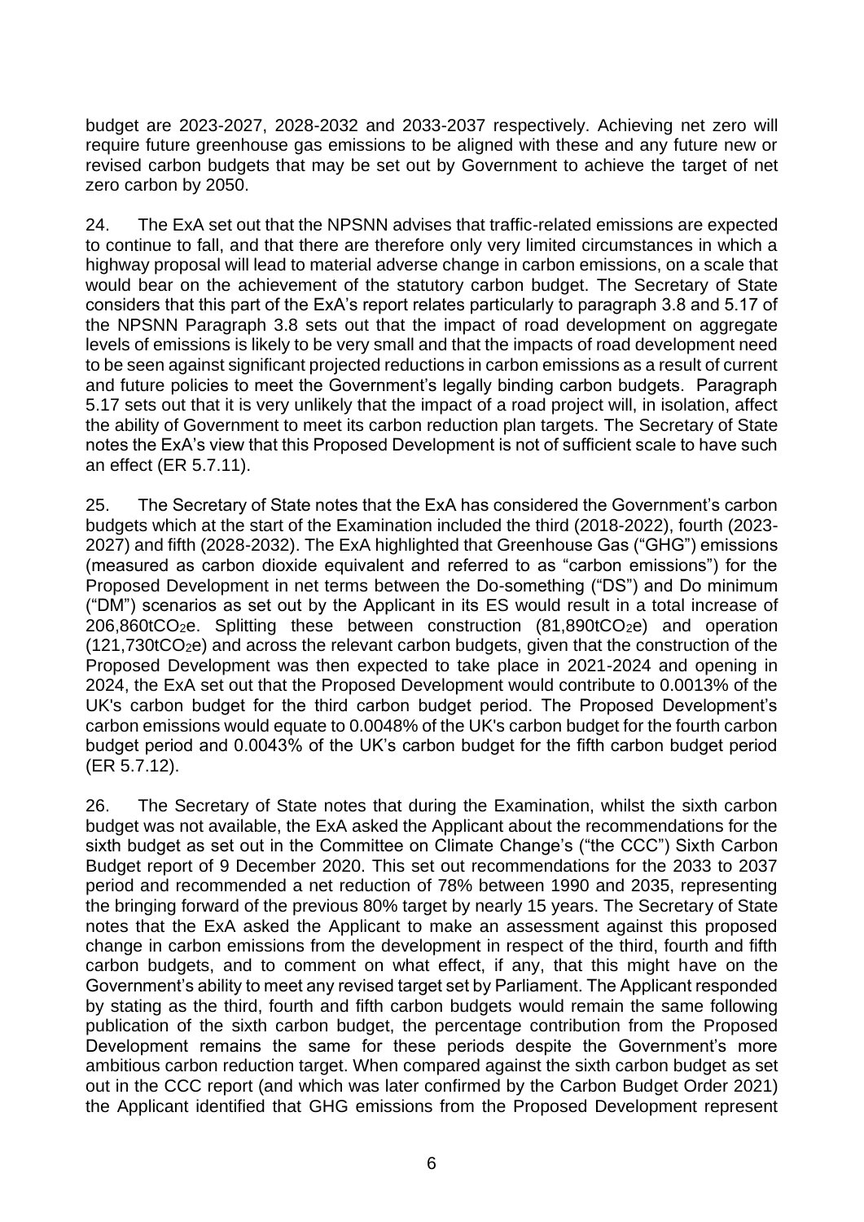budget are 2023-2027, 2028-2032 and 2033-2037 respectively. Achieving net zero will require future greenhouse gas emissions to be aligned with these and any future new or revised carbon budgets that may be set out by Government to achieve the target of net zero carbon by 2050.

24. The ExA set out that the NPSNN advises that traffic-related emissions are expected to continue to fall, and that there are therefore only very limited circumstances in which a highway proposal will lead to material adverse change in carbon emissions, on a scale that would bear on the achievement of the statutory carbon budget. The Secretary of State considers that this part of the ExA's report relates particularly to paragraph 3.8 and 5.17 of the NPSNN Paragraph 3.8 sets out that the impact of road development on aggregate levels of emissions is likely to be very small and that the impacts of road development need to be seen against significant projected reductions in carbon emissions as a result of current and future policies to meet the Government's legally binding carbon budgets. Paragraph 5.17 sets out that it is very unlikely that the impact of a road project will, in isolation, affect the ability of Government to meet its carbon reduction plan targets. The Secretary of State notes the ExA's view that this Proposed Development is not of sufficient scale to have such an effect (ER 5.7.11).

25. The Secretary of State notes that the ExA has considered the Government's carbon budgets which at the start of the Examination included the third (2018-2022), fourth (2023-2027) and fifth (2028-2032). The ExA highlighted that Greenhouse Gas ("GHG") emissions (measured as carbon dioxide equivalent and referred to as "carbon emissions") for the Proposed Development in net terms between the Do-something ("DS") and Do minimum ("DM") scenarios as set out by the Applicant in its ES would result in a total increase of 206,860t$CO_2$e. Splitting these between construction (81,890t$CO_2$e) and operation (121,730t$CO_2$e) and across the relevant carbon budgets, given that the construction of the Proposed Development was then expected to take place in 2021-2024 and opening in 2024, the ExA set out that the Proposed Development would contribute to 0.0013% of the UK's carbon budget for the third carbon budget period. The Proposed Development's carbon emissions would equate to 0.0048% of the UK's carbon budget for the fourth carbon budget period and 0.0043% of the UK's carbon budget for the fifth carbon budget period (ER 5.7.12).

26. The Secretary of State notes that during the Examination, whilst the sixth carbon budget was not available, the ExA asked the Applicant about the recommendations for the sixth budget as set out in the Committee on Climate Change's ("the CCC") Sixth Carbon Budget report of 9 December 2020. This set out recommendations for the 2033 to 2037 period and recommended a net reduction of 78% between 1990 and 2035, representing the bringing forward of the previous 80% target by nearly 15 years. The Secretary of State notes that the ExA asked the Applicant to make an assessment against this proposed change in carbon emissions from the development in respect of the third, fourth and fifth carbon budgets, and to comment on what effect, if any, that this might have on the Government's ability to meet any revised target set by Parliament. The Applicant responded by stating as the third, fourth and fifth carbon budgets would remain the same following publication of the sixth carbon budget, the percentage contribution from the Proposed Development remains the same for these periods despite the Government's more ambitious carbon reduction target. When compared against the sixth carbon budget as set out in the CCC report (and which was later confirmed by the Carbon Budget Order 2021) the Applicant identified that GHG emissions from the Proposed Development represent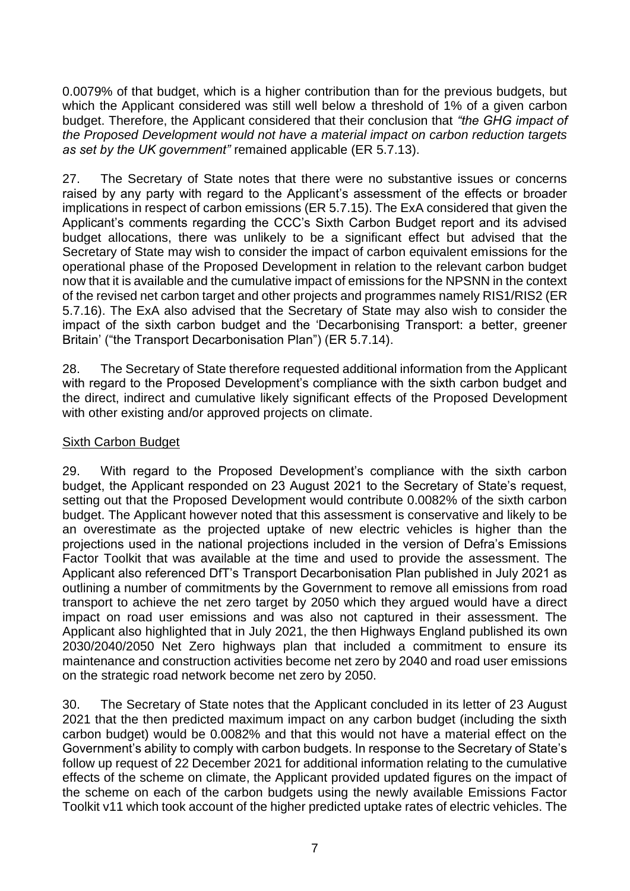0.0079% of that budget, which is a higher contribution than for the previous budgets, but which the Applicant considered was still well below a threshold of 1% of a given carbon budget. Therefore, the Applicant considered that their conclusion that *"the GHG impact of the Proposed Development would not have a material impact on carbon reduction targets as set by the UK government"* remained applicable (ER 5.7.13).

27. The Secretary of State notes that there were no substantive issues or concerns raised by any party with regard to the Applicant's assessment of the effects or broader implications in respect of carbon emissions (ER 5.7.15). The ExA considered that given the Applicant's comments regarding the CCC's Sixth Carbon Budget report and its advised budget allocations, there was unlikely to be a significant effect but advised that the Secretary of State may wish to consider the impact of carbon equivalent emissions for the operational phase of the Proposed Development in relation to the relevant carbon budget now that it is available and the cumulative impact of emissions for the NPSNN in the context of the revised net carbon target and other projects and programmes namely RIS1/RIS2 (ER 5.7.16). The ExA also advised that the Secretary of State may also wish to consider the impact of the sixth carbon budget and the 'Decarbonising Transport: a better, greener Britain' ("the Transport Decarbonisation Plan") (ER 5.7.14).

28. The Secretary of State therefore requested additional information from the Applicant with regard to the Proposed Development's compliance with the sixth carbon budget and the direct, indirect and cumulative likely significant effects of the Proposed Development with other existing and/or approved projects on climate.

Sixth Carbon Budget

29. With regard to the Proposed Development's compliance with the sixth carbon budget, the Applicant responded on 23 August 2021 to the Secretary of State's request, setting out that the Proposed Development would contribute 0.0082% of the sixth carbon budget. The Applicant however noted that this assessment is conservative and likely to be an overestimate as the projected uptake of new electric vehicles is higher than the projections used in the national projections included in the version of Defra's Emissions Factor Toolkit that was available at the time and used to provide the assessment. The Applicant also referenced DfT's Transport Decarbonisation Plan published in July 2021 as outlining a number of commitments by the Government to remove all emissions from road transport to achieve the net zero target by 2050 which they argued would have a direct impact on road user emissions and was also not captured in their assessment. The Applicant also highlighted that in July 2021, the then Highways England published its own 2030/2040/2050 Net Zero highways plan that included a commitment to ensure its maintenance and construction activities become net zero by 2040 and road user emissions on the strategic road network become net zero by 2050.

30. The Secretary of State notes that the Applicant concluded in its letter of 23 August 2021 that the then predicted maximum impact on any carbon budget (including the sixth carbon budget) would be 0.0082% and that this would not have a material effect on the Government's ability to comply with carbon budgets. In response to the Secretary of State's follow up request of 22 December 2021 for additional information relating to the cumulative effects of the scheme on climate, the Applicant provided updated figures on the impact of the scheme on each of the carbon budgets using the newly available Emissions Factor Toolkit v11 which took account of the higher predicted uptake rates of electric vehicles. The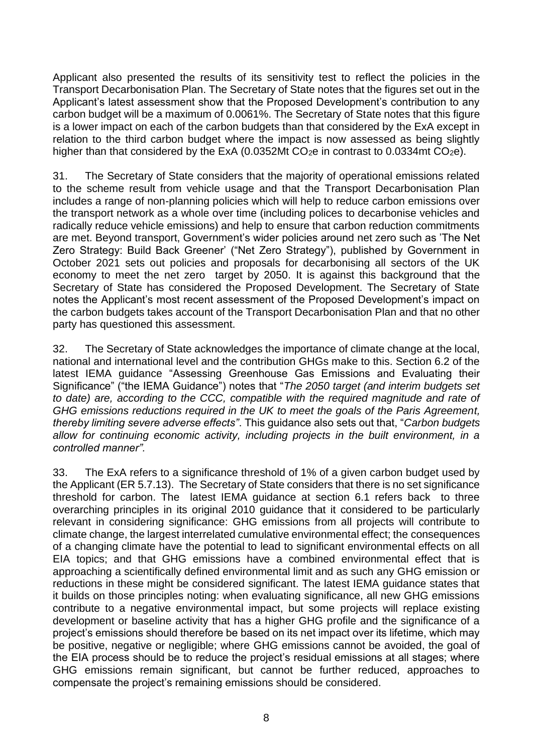Applicant also presented the results of its sensitivity test to reflect the policies in the Transport Decarbonisation Plan. The Secretary of State notes that the figures set out in the Applicant's latest assessment show that the Proposed Development's contribution to any carbon budget will be a maximum of 0.0061%. The Secretary of State notes that this figure is a lower impact on each of the carbon budgets than that considered by the ExA except in relation to the third carbon budget where the impact is now assessed as being slightly higher than that considered by the ExA (0.0352Mt $CO_2$e in contrast to 0.0334mt $CO_2$e).

31. The Secretary of State considers that the majority of operational emissions related to the scheme result from vehicle usage and that the Transport Decarbonisation Plan includes a range of non-planning policies which will help to reduce carbon emissions over the transport network as a whole over time (including polices to decarbonise vehicles and radically reduce vehicle emissions) and help to ensure that carbon reduction commitments are met. Beyond transport, Government's wider policies around net zero such as 'The Net Zero Strategy: Build Back Greener' ("Net Zero Strategy"), published by Government in October 2021 sets out policies and proposals for decarbonising all sectors of the UK economy to meet the net zero target by 2050. It is against this background that the Secretary of State has considered the Proposed Development. The Secretary of State notes the Applicant's most recent assessment of the Proposed Development's impact on the carbon budgets takes account of the Transport Decarbonisation Plan and that no other party has questioned this assessment.

32. The Secretary of State acknowledges the importance of climate change at the local, national and international level and the contribution GHGs make to this. Section 6.2 of the latest IEMA guidance "Assessing Greenhouse Gas Emissions and Evaluating their Significance" ("the IEMA Guidance") notes that "*The 2050 target (and interim budgets set to date) are, according to the CCC, compatible with the required magnitude and rate of GHG emissions reductions required in the UK to meet the goals of the Paris Agreement, thereby limiting severe adverse effects"*. This guidance also sets out that, "*Carbon budgets allow for continuing economic activity, including projects in the built environment, in a controlled manner".*

33. The ExA refers to a significance threshold of 1% of a given carbon budget used by the Applicant (ER 5.7.13). The Secretary of State considers that there is no set significance threshold for carbon. The latest IEMA guidance at section 6.1 refers back to three overarching principles in its original 2010 guidance that it considered to be particularly relevant in considering significance: GHG emissions from all projects will contribute to climate change, the largest interrelated cumulative environmental effect; the consequences of a changing climate have the potential to lead to significant environmental effects on all EIA topics; and that GHG emissions have a combined environmental effect that is approaching a scientifically defined environmental limit and as such any GHG emission or reductions in these might be considered significant. The latest IEMA guidance states that it builds on those principles noting: when evaluating significance, all new GHG emissions contribute to a negative environmental impact, but some projects will replace existing development or baseline activity that has a higher GHG profile and the significance of a project's emissions should therefore be based on its net impact over its lifetime, which may be positive, negative or negligible; where GHG emissions cannot be avoided, the goal of the EIA process should be to reduce the project's residual emissions at all stages; where GHG emissions remain significant, but cannot be further reduced, approaches to compensate the project's remaining emissions should be considered.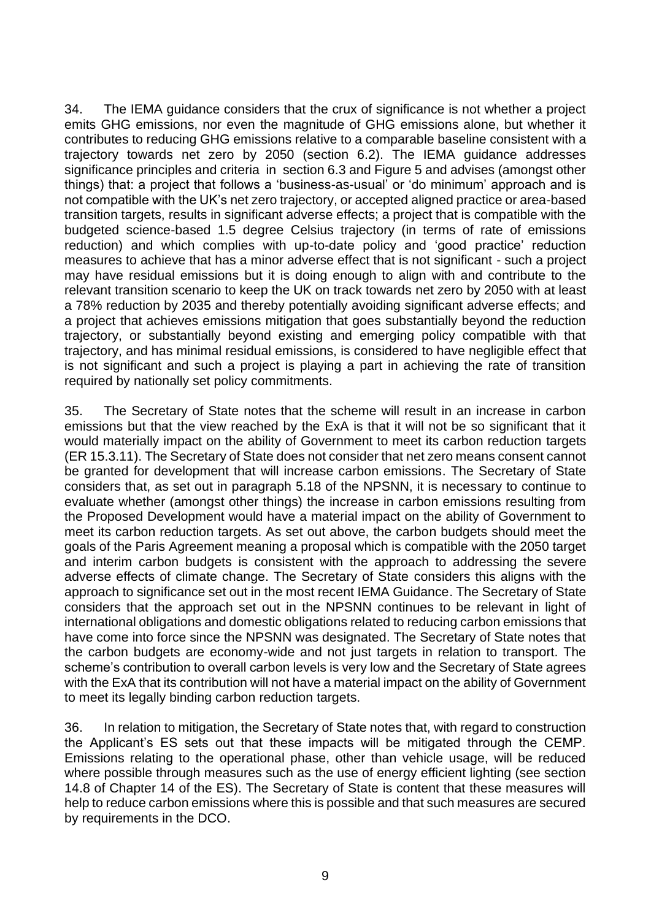34. The IEMA guidance considers that the crux of significance is not whether a project emits GHG emissions, nor even the magnitude of GHG emissions alone, but whether it contributes to reducing GHG emissions relative to a comparable baseline consistent with a trajectory towards net zero by 2050 (section 6.2). The IEMA guidance addresses significance principles and criteria in section 6.3 and Figure 5 and advises (amongst other things) that: a project that follows a 'business-as-usual' or 'do minimum' approach and is not compatible with the UK's net zero trajectory, or accepted aligned practice or area-based transition targets, results in significant adverse effects; a project that is compatible with the budgeted science-based 1.5 degree Celsius trajectory (in terms of rate of emissions reduction) and which complies with up-to-date policy and 'good practice' reduction measures to achieve that has a minor adverse effect that is not significant - such a project may have residual emissions but it is doing enough to align with and contribute to the relevant transition scenario to keep the UK on track towards net zero by 2050 with at least a 78% reduction by 2035 and thereby potentially avoiding significant adverse effects; and a project that achieves emissions mitigation that goes substantially beyond the reduction trajectory, or substantially beyond existing and emerging policy compatible with that trajectory, and has minimal residual emissions, is considered to have negligible effect that is not significant and such a project is playing a part in achieving the rate of transition required by nationally set policy commitments.

35. The Secretary of State notes that the scheme will result in an increase in carbon emissions but that the view reached by the ExA is that it will not be so significant that it would materially impact on the ability of Government to meet its carbon reduction targets (ER 15.3.11). The Secretary of State does not consider that net zero means consent cannot be granted for development that will increase carbon emissions. The Secretary of State considers that, as set out in paragraph 5.18 of the NPSNN, it is necessary to continue to evaluate whether (amongst other things) the increase in carbon emissions resulting from the Proposed Development would have a material impact on the ability of Government to meet its carbon reduction targets. As set out above, the carbon budgets should meet the goals of the Paris Agreement meaning a proposal which is compatible with the 2050 target and interim carbon budgets is consistent with the approach to addressing the severe adverse effects of climate change. The Secretary of State considers this aligns with the approach to significance set out in the most recent IEMA Guidance. The Secretary of State considers that the approach set out in the NPSNN continues to be relevant in light of international obligations and domestic obligations related to reducing carbon emissions that have come into force since the NPSNN was designated. The Secretary of State notes that the carbon budgets are economy-wide and not just targets in relation to transport. The scheme's contribution to overall carbon levels is very low and the Secretary of State agrees with the ExA that its contribution will not have a material impact on the ability of Government to meet its legally binding carbon reduction targets.

36. In relation to mitigation, the Secretary of State notes that, with regard to construction the Applicant's ES sets out that these impacts will be mitigated through the CEMP. Emissions relating to the operational phase, other than vehicle usage, will be reduced where possible through measures such as the use of energy efficient lighting (see section 14.8 of Chapter 14 of the ES). The Secretary of State is content that these measures will help to reduce carbon emissions where this is possible and that such measures are secured by requirements in the DCO.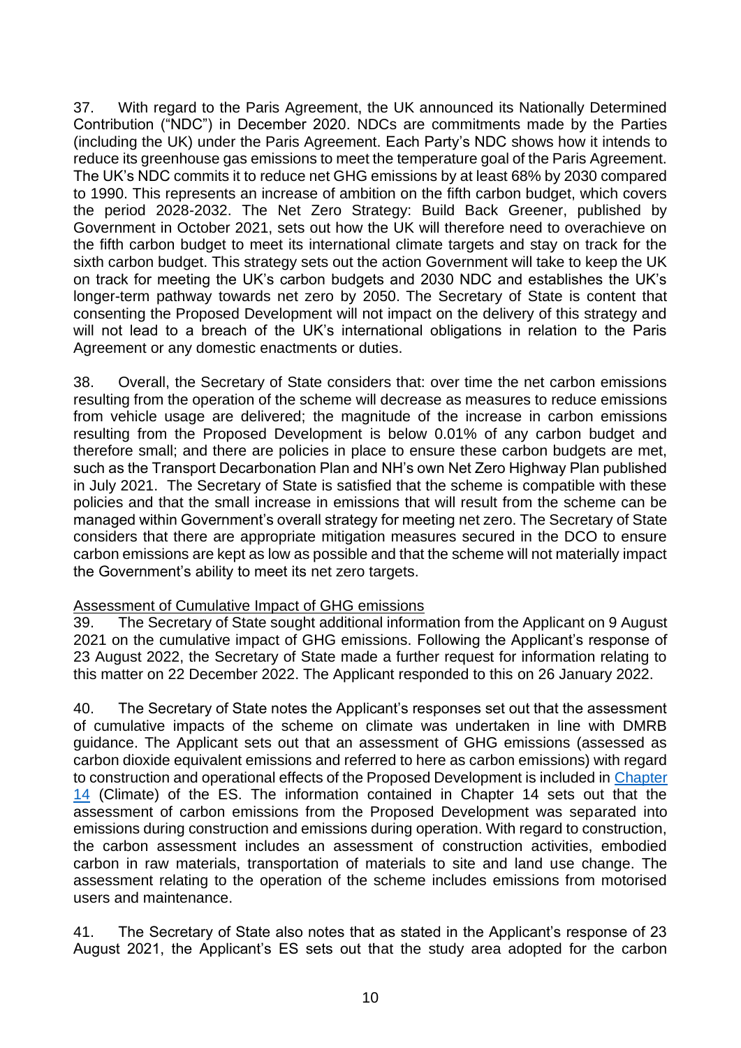37. With regard to the Paris Agreement, the UK announced its Nationally Determined Contribution ("NDC") in December 2020. NDCs are commitments made by the Parties (including the UK) under the Paris Agreement. Each Party's NDC shows how it intends to reduce its greenhouse gas emissions to meet the temperature goal of the Paris Agreement. The UK's NDC commits it to reduce net GHG emissions by at least 68% by 2030 compared to 1990. This represents an increase of ambition on the fifth carbon budget, which covers the period 2028-2032. The Net Zero Strategy: Build Back Greener, published by Government in October 2021, sets out how the UK will therefore need to overachieve on the fifth carbon budget to meet its international climate targets and stay on track for the sixth carbon budget. This strategy sets out the action Government will take to keep the UK on track for meeting the UK's carbon budgets and 2030 NDC and establishes the UK's longer-term pathway towards net zero by 2050. The Secretary of State is content that consenting the Proposed Development will not impact on the delivery of this strategy and will not lead to a breach of the UK's international obligations in relation to the Paris Agreement or any domestic enactments or duties.

38. Overall, the Secretary of State considers that: over time the net carbon emissions resulting from the operation of the scheme will decrease as measures to reduce emissions from vehicle usage are delivered; the magnitude of the increase in carbon emissions resulting from the Proposed Development is below 0.01% of any carbon budget and therefore small; and there are policies in place to ensure these carbon budgets are met, such as the Transport Decarbonation Plan and NH's own Net Zero Highway Plan published in July 2021. The Secretary of State is satisfied that the scheme is compatible with these policies and that the small increase in emissions that will result from the scheme can be managed within Government's overall strategy for meeting net zero. The Secretary of State considers that there are appropriate mitigation measures secured in the DCO to ensure carbon emissions are kept as low as possible and that the scheme will not materially impact the Government's ability to meet its net zero targets.

Assessment of Cumulative Impact of GHG emissions

39. The Secretary of State sought additional information from the Applicant on 9 August 2021 on the cumulative impact of GHG emissions. Following the Applicant's response of 23 August 2022, the Secretary of State made a further request for information relating to this matter on 22 December 2022. The Applicant responded to this on 26 January 2022.

40. The Secretary of State notes the Applicant's responses set out that the assessment of cumulative impacts of the scheme on climate was undertaken in line with DMRB guidance. The Applicant sets out that an assessment of GHG emissions (assessed as carbon dioxide equivalent emissions and referred to here as carbon emissions) with regard to construction and operational effects of the Proposed Development is included in Chapter 14 (Climate) of the ES. The information contained in Chapter 14 sets out that the assessment of carbon emissions from the Proposed Development was separated into emissions during construction and emissions during operation. With regard to construction, the carbon assessment includes an assessment of construction activities, embodied carbon in raw materials, transportation of materials to site and land use change. The assessment relating to the operation of the scheme includes emissions from motorised users and maintenance.

41. The Secretary of State also notes that as stated in the Applicant's response of 23 August 2021, the Applicant's ES sets out that the study area adopted for the carbon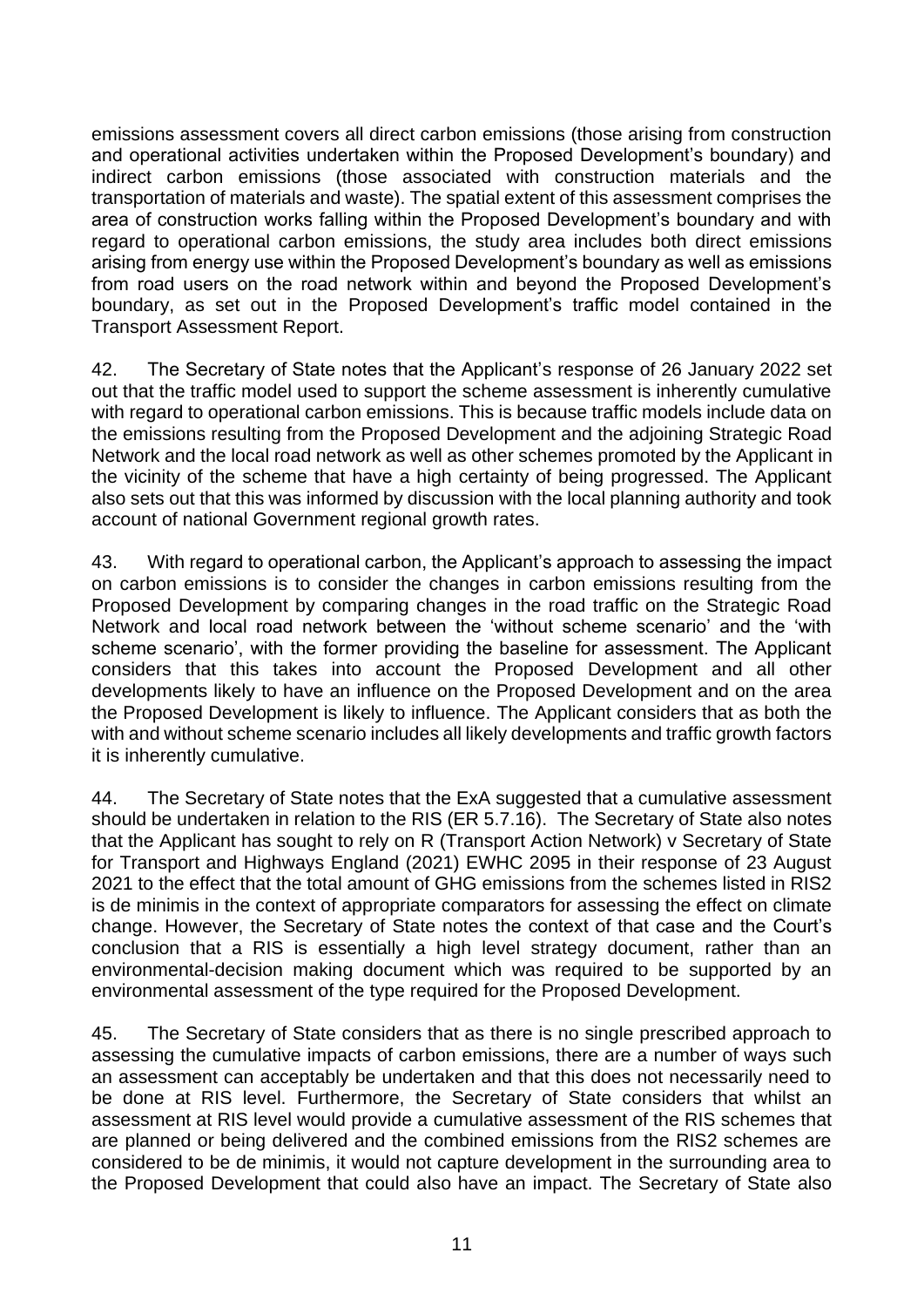emissions assessment covers all direct carbon emissions (those arising from construction and operational activities undertaken within the Proposed Development's boundary) and indirect carbon emissions (those associated with construction materials and the transportation of materials and waste). The spatial extent of this assessment comprises the area of construction works falling within the Proposed Development's boundary and with regard to operational carbon emissions, the study area includes both direct emissions arising from energy use within the Proposed Development's boundary as well as emissions from road users on the road network within and beyond the Proposed Development's boundary, as set out in the Proposed Development's traffic model contained in the Transport Assessment Report.

42. The Secretary of State notes that the Applicant's response of 26 January 2022 set out that the traffic model used to support the scheme assessment is inherently cumulative with regard to operational carbon emissions. This is because traffic models include data on the emissions resulting from the Proposed Development and the adjoining Strategic Road Network and the local road network as well as other schemes promoted by the Applicant in the vicinity of the scheme that have a high certainty of being progressed. The Applicant also sets out that this was informed by discussion with the local planning authority and took account of national Government regional growth rates.

43. With regard to operational carbon, the Applicant's approach to assessing the impact on carbon emissions is to consider the changes in carbon emissions resulting from the Proposed Development by comparing changes in the road traffic on the Strategic Road Network and local road network between the 'without scheme scenario' and the 'with scheme scenario', with the former providing the baseline for assessment. The Applicant considers that this takes into account the Proposed Development and all other developments likely to have an influence on the Proposed Development and on the area the Proposed Development is likely to influence. The Applicant considers that as both the with and without scheme scenario includes all likely developments and traffic growth factors it is inherently cumulative.

44. The Secretary of State notes that the ExA suggested that a cumulative assessment should be undertaken in relation to the RIS (ER 5.7.16). The Secretary of State also notes that the Applicant has sought to rely on R (Transport Action Network) v Secretary of State for Transport and Highways England (2021) EWHC 2095 in their response of 23 August 2021 to the effect that the total amount of GHG emissions from the schemes listed in RIS2 is de minimis in the context of appropriate comparators for assessing the effect on climate change. However, the Secretary of State notes the context of that case and the Court's conclusion that a RIS is essentially a high level strategy document, rather than an environmental-decision making document which was required to be supported by an environmental assessment of the type required for the Proposed Development.

45. The Secretary of State considers that as there is no single prescribed approach to assessing the cumulative impacts of carbon emissions, there are a number of ways such an assessment can acceptably be undertaken and that this does not necessarily need to be done at RIS level. Furthermore, the Secretary of State considers that whilst an assessment at RIS level would provide a cumulative assessment of the RIS schemes that are planned or being delivered and the combined emissions from the RIS2 schemes are considered to be de minimis, it would not capture development in the surrounding area to the Proposed Development that could also have an impact. The Secretary of State also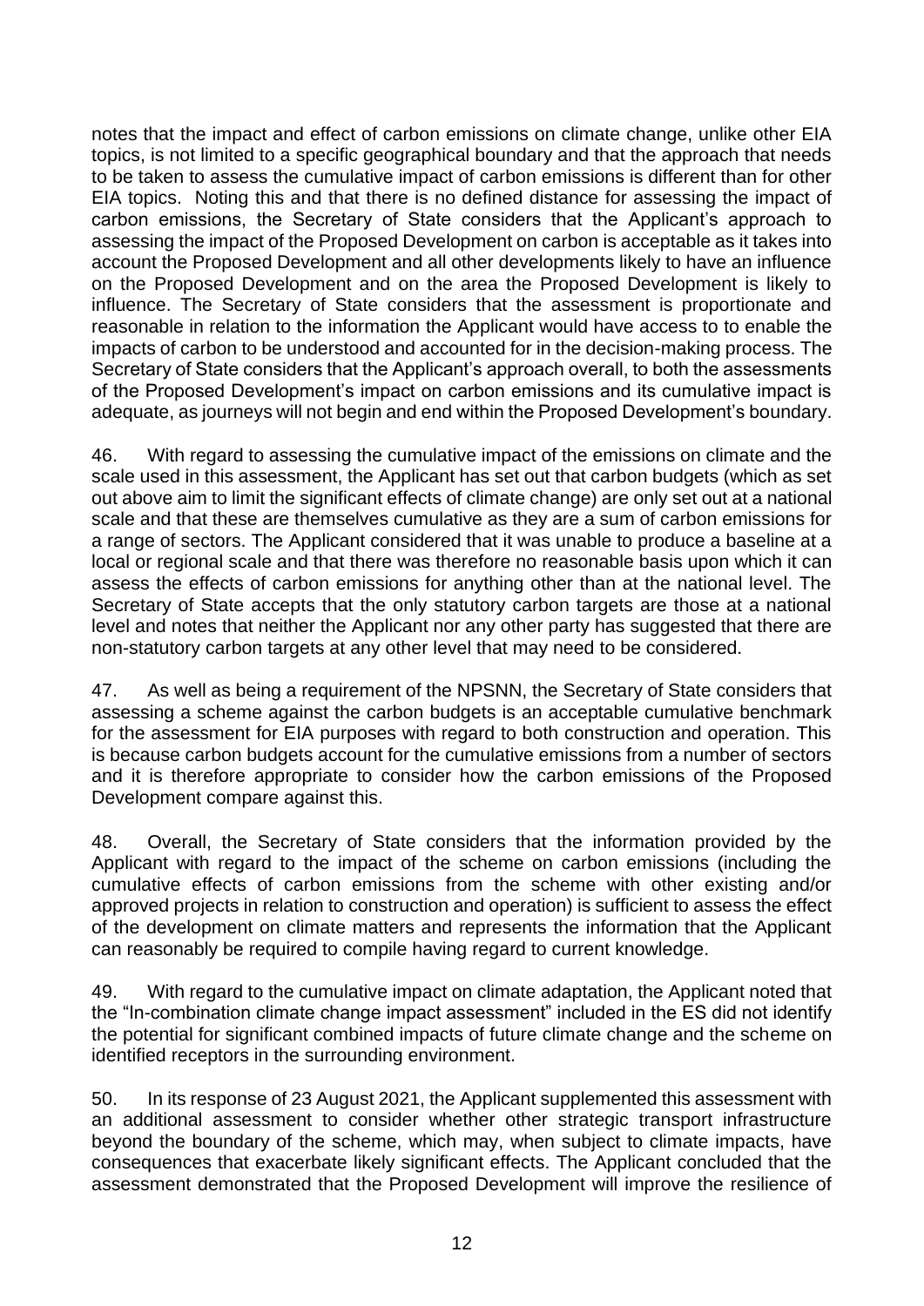notes that the impact and effect of carbon emissions on climate change, unlike other EIA topics, is not limited to a specific geographical boundary and that the approach that needs to be taken to assess the cumulative impact of carbon emissions is different than for other EIA topics. Noting this and that there is no defined distance for assessing the impact of carbon emissions, the Secretary of State considers that the Applicant's approach to assessing the impact of the Proposed Development on carbon is acceptable as it takes into account the Proposed Development and all other developments likely to have an influence on the Proposed Development and on the area the Proposed Development is likely to influence. The Secretary of State considers that the assessment is proportionate and reasonable in relation to the information the Applicant would have access to to enable the impacts of carbon to be understood and accounted for in the decision-making process. The Secretary of State considers that the Applicant's approach overall, to both the assessments of the Proposed Development's impact on carbon emissions and its cumulative impact is adequate, as journeys will not begin and end within the Proposed Development's boundary.

46. With regard to assessing the cumulative impact of the emissions on climate and the scale used in this assessment, the Applicant has set out that carbon budgets (which as set out above aim to limit the significant effects of climate change) are only set out at a national scale and that these are themselves cumulative as they are a sum of carbon emissions for a range of sectors. The Applicant considered that it was unable to produce a baseline at a local or regional scale and that there was therefore no reasonable basis upon which it can assess the effects of carbon emissions for anything other than at the national level. The Secretary of State accepts that the only statutory carbon targets are those at a national level and notes that neither the Applicant nor any other party has suggested that there are non-statutory carbon targets at any other level that may need to be considered.

47. As well as being a requirement of the NPSNN, the Secretary of State considers that assessing a scheme against the carbon budgets is an acceptable cumulative benchmark for the assessment for EIA purposes with regard to both construction and operation. This is because carbon budgets account for the cumulative emissions from a number of sectors and it is therefore appropriate to consider how the carbon emissions of the Proposed Development compare against this.

48. Overall, the Secretary of State considers that the information provided by the Applicant with regard to the impact of the scheme on carbon emissions (including the cumulative effects of carbon emissions from the scheme with other existing and/or approved projects in relation to construction and operation) is sufficient to assess the effect of the development on climate matters and represents the information that the Applicant can reasonably be required to compile having regard to current knowledge.

49. With regard to the cumulative impact on climate adaptation, the Applicant noted that the "In-combination climate change impact assessment" included in the ES did not identify the potential for significant combined impacts of future climate change and the scheme on identified receptors in the surrounding environment.

50. In its response of 23 August 2021, the Applicant supplemented this assessment with an additional assessment to consider whether other strategic transport infrastructure beyond the boundary of the scheme, which may, when subject to climate impacts, have consequences that exacerbate likely significant effects. The Applicant concluded that the assessment demonstrated that the Proposed Development will improve the resilience of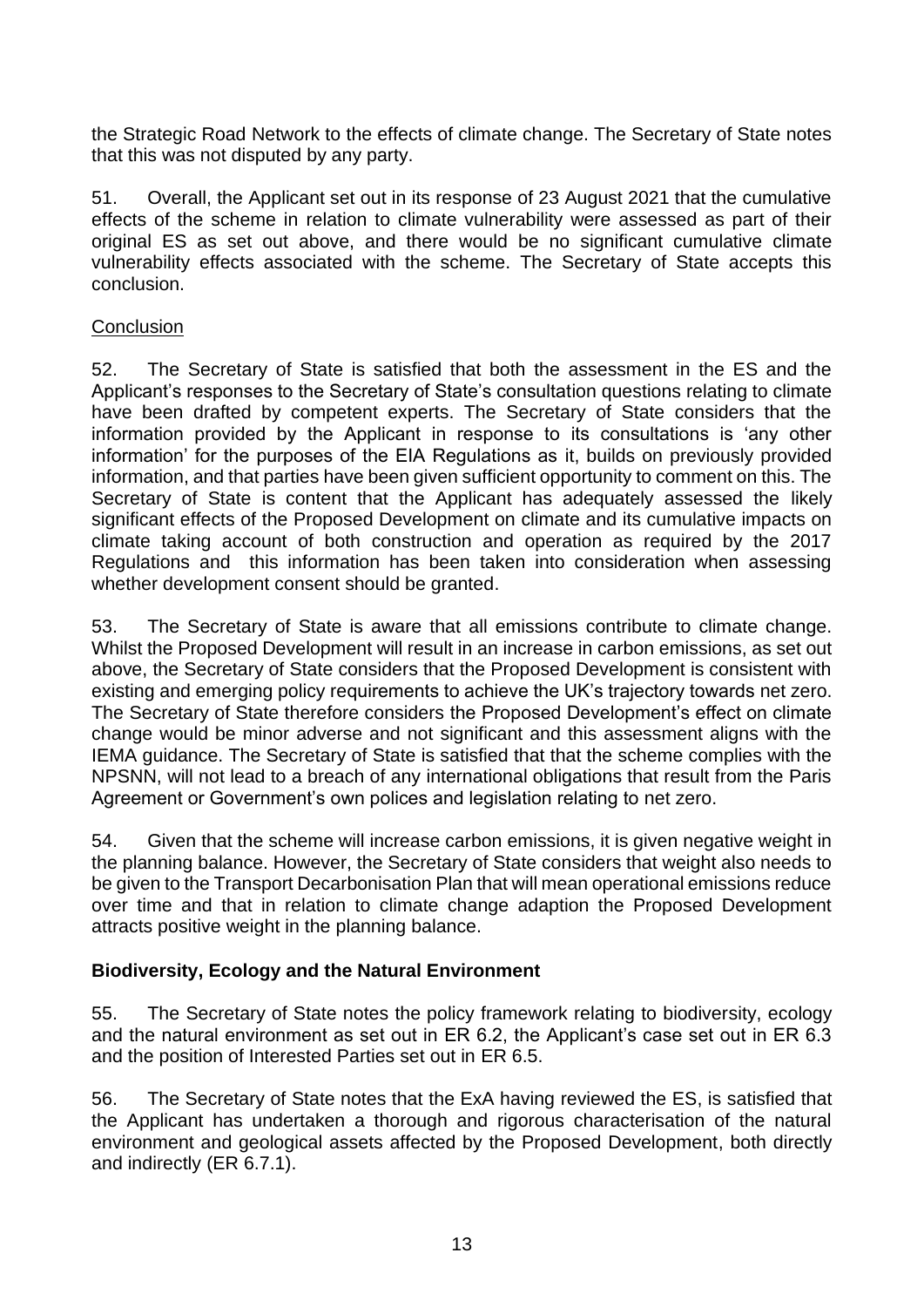the Strategic Road Network to the effects of climate change. The Secretary of State notes that this was not disputed by any party.

51. Overall, the Applicant set out in its response of 23 August 2021 that the cumulative effects of the scheme in relation to climate vulnerability were assessed as part of their original ES as set out above, and there would be no significant cumulative climate vulnerability effects associated with the scheme. The Secretary of State accepts this conclusion.

Conclusion

52. The Secretary of State is satisfied that both the assessment in the ES and the Applicant's responses to the Secretary of State's consultation questions relating to climate have been drafted by competent experts. The Secretary of State considers that the information provided by the Applicant in response to its consultations is 'any other information' for the purposes of the EIA Regulations as it, builds on previously provided information, and that parties have been given sufficient opportunity to comment on this. The Secretary of State is content that the Applicant has adequately assessed the likely significant effects of the Proposed Development on climate and its cumulative impacts on climate taking account of both construction and operation as required by the 2017 Regulations and this information has been taken into consideration when assessing whether development consent should be granted.

53. The Secretary of State is aware that all emissions contribute to climate change. Whilst the Proposed Development will result in an increase in carbon emissions, as set out above, the Secretary of State considers that the Proposed Development is consistent with existing and emerging policy requirements to achieve the UK's trajectory towards net zero. The Secretary of State therefore considers the Proposed Development's effect on climate change would be minor adverse and not significant and this assessment aligns with the IEMA guidance. The Secretary of State is satisfied that that the scheme complies with the NPSNN, will not lead to a breach of any international obligations that result from the Paris Agreement or Government's own polices and legislation relating to net zero.

54. Given that the scheme will increase carbon emissions, it is given negative weight in the planning balance. However, the Secretary of State considers that weight also needs to be given to the Transport Decarbonisation Plan that will mean operational emissions reduce over time and that in relation to climate change adaption the Proposed Development attracts positive weight in the planning balance.

### Biodiversity, Ecology and the Natural Environment

55. The Secretary of State notes the policy framework relating to biodiversity, ecology and the natural environment as set out in ER 6.2, the Applicant's case set out in ER 6.3 and the position of Interested Parties set out in ER 6.5.

56. The Secretary of State notes that the ExA having reviewed the ES, is satisfied that the Applicant has undertaken a thorough and rigorous characterisation of the natural environment and geological assets affected by the Proposed Development, both directly and indirectly (ER 6.7.1).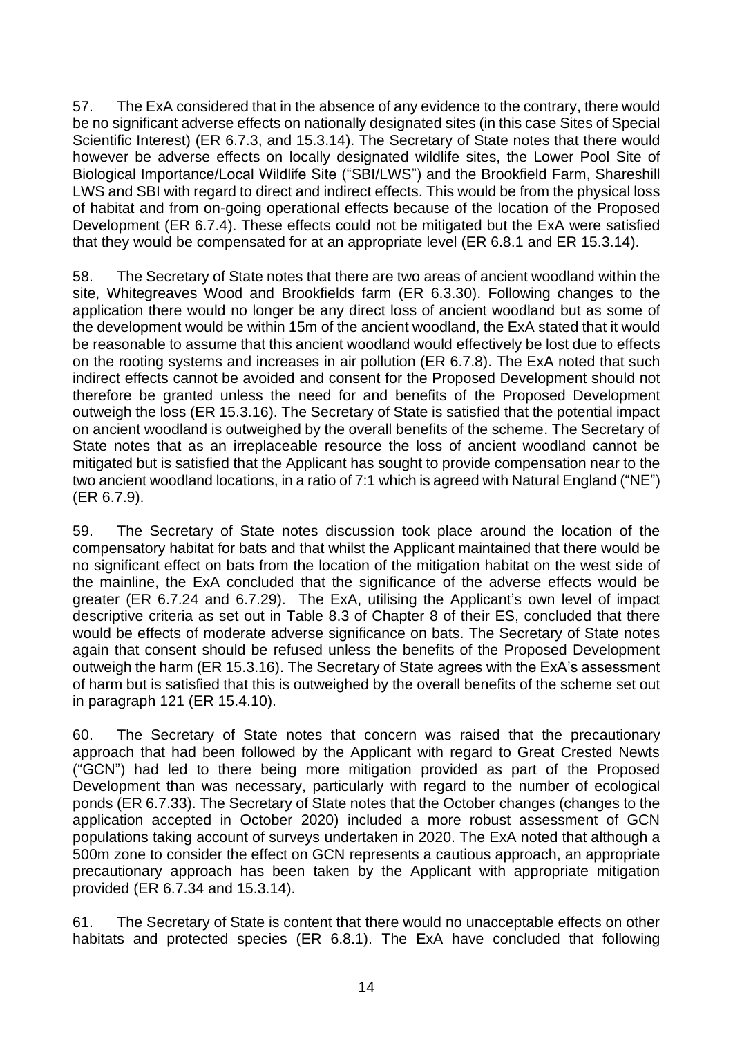57. The ExA considered that in the absence of any evidence to the contrary, there would be no significant adverse effects on nationally designated sites (in this case Sites of Special Scientific Interest) (ER 6.7.3, and 15.3.14). The Secretary of State notes that there would however be adverse effects on locally designated wildlife sites, the Lower Pool Site of Biological Importance/Local Wildlife Site ("SBI/LWS") and the Brookfield Farm, Shareshill LWS and SBI with regard to direct and indirect effects. This would be from the physical loss of habitat and from on-going operational effects because of the location of the Proposed Development (ER 6.7.4). These effects could not be mitigated but the ExA were satisfied that they would be compensated for at an appropriate level (ER 6.8.1 and ER 15.3.14).

58. The Secretary of State notes that there are two areas of ancient woodland within the site, Whitegreaves Wood and Brookfields farm (ER 6.3.30). Following changes to the application there would no longer be any direct loss of ancient woodland but as some of the development would be within 15m of the ancient woodland, the ExA stated that it would be reasonable to assume that this ancient woodland would effectively be lost due to effects on the rooting systems and increases in air pollution (ER 6.7.8). The ExA noted that such indirect effects cannot be avoided and consent for the Proposed Development should not therefore be granted unless the need for and benefits of the Proposed Development outweigh the loss (ER 15.3.16). The Secretary of State is satisfied that the potential impact on ancient woodland is outweighed by the overall benefits of the scheme. The Secretary of State notes that as an irreplaceable resource the loss of ancient woodland cannot be mitigated but is satisfied that the Applicant has sought to provide compensation near to the two ancient woodland locations, in a ratio of 7:1 which is agreed with Natural England ("NE") (ER 6.7.9).

59. The Secretary of State notes discussion took place around the location of the compensatory habitat for bats and that whilst the Applicant maintained that there would be no significant effect on bats from the location of the mitigation habitat on the west side of the mainline, the ExA concluded that the significance of the adverse effects would be greater (ER 6.7.24 and 6.7.29). The ExA, utilising the Applicant's own level of impact descriptive criteria as set out in Table 8.3 of Chapter 8 of their ES, concluded that there would be effects of moderate adverse significance on bats. The Secretary of State notes again that consent should be refused unless the benefits of the Proposed Development outweigh the harm (ER 15.3.16). The Secretary of State agrees with the ExA's assessment of harm but is satisfied that this is outweighed by the overall benefits of the scheme set out in paragraph 121 (ER 15.4.10).

60. The Secretary of State notes that concern was raised that the precautionary approach that had been followed by the Applicant with regard to Great Crested Newts ("GCN") had led to there being more mitigation provided as part of the Proposed Development than was necessary, particularly with regard to the number of ecological ponds (ER 6.7.33). The Secretary of State notes that the October changes (changes to the application accepted in October 2020) included a more robust assessment of GCN populations taking account of surveys undertaken in 2020. The ExA noted that although a 500m zone to consider the effect on GCN represents a cautious approach, an appropriate precautionary approach has been taken by the Applicant with appropriate mitigation provided (ER 6.7.34 and 15.3.14).

61. The Secretary of State is content that there would no unacceptable effects on other habitats and protected species (ER 6.8.1). The ExA have concluded that following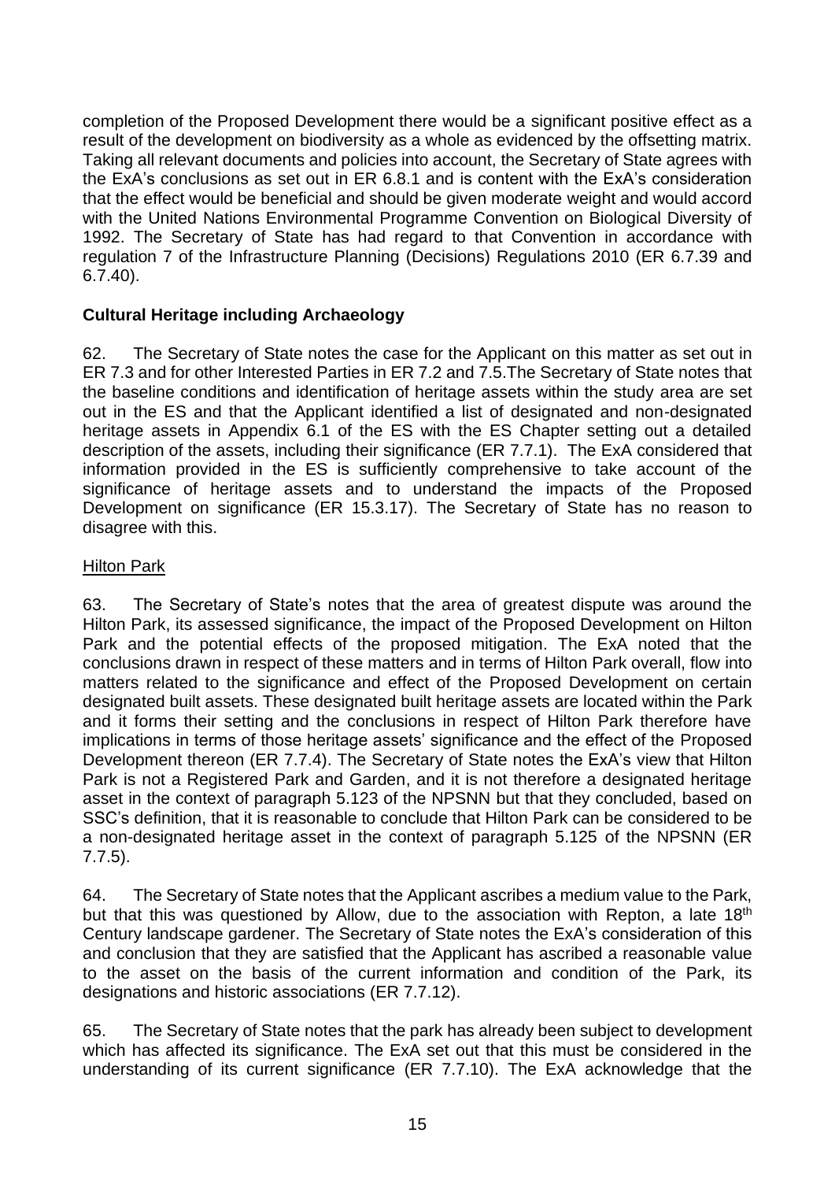completion of the Proposed Development there would be a significant positive effect as a result of the development on biodiversity as a whole as evidenced by the offsetting matrix. Taking all relevant documents and policies into account, the Secretary of State agrees with the ExA's conclusions as set out in ER 6.8.1 and is content with the ExA's consideration that the effect would be beneficial and should be given moderate weight and would accord with the United Nations Environmental Programme Convention on Biological Diversity of 1992. The Secretary of State has had regard to that Convention in accordance with regulation 7 of the Infrastructure Planning (Decisions) Regulations 2010 (ER 6.7.39 and 6.7.40).

**Cultural Heritage including Archaeology**

62. The Secretary of State notes the case for the Applicant on this matter as set out in ER 7.3 and for other Interested Parties in ER 7.2 and 7.5.The Secretary of State notes that the baseline conditions and identification of heritage assets within the study area are set out in the ES and that the Applicant identified a list of designated and non-designated heritage assets in Appendix 6.1 of the ES with the ES Chapter setting out a detailed description of the assets, including their significance (ER 7.7.1). The ExA considered that information provided in the ES is sufficiently comprehensive to take account of the significance of heritage assets and to understand the impacts of the Proposed Development on significance (ER 15.3.17). The Secretary of State has no reason to disagree with this.

Hilton Park

63. The Secretary of State's notes that the area of greatest dispute was around the Hilton Park, its assessed significance, the impact of the Proposed Development on Hilton Park and the potential effects of the proposed mitigation. The ExA noted that the conclusions drawn in respect of these matters and in terms of Hilton Park overall, flow into matters related to the significance and effect of the Proposed Development on certain designated built assets. These designated built heritage assets are located within the Park and it forms their setting and the conclusions in respect of Hilton Park therefore have implications in terms of those heritage assets' significance and the effect of the Proposed Development thereon (ER 7.7.4). The Secretary of State notes the ExA's view that Hilton Park is not a Registered Park and Garden, and it is not therefore a designated heritage asset in the context of paragraph 5.123 of the NPSNN but that they concluded, based on SSC's definition, that it is reasonable to conclude that Hilton Park can be considered to be a non-designated heritage asset in the context of paragraph 5.125 of the NPSNN (ER 7.7.5).

64. The Secretary of State notes that the Applicant ascribes a medium value to the Park, but that this was questioned by Allow, due to the association with Repton, a late 18th Century landscape gardener. The Secretary of State notes the ExA's consideration of this and conclusion that they are satisfied that the Applicant has ascribed a reasonable value to the asset on the basis of the current information and condition of the Park, its designations and historic associations (ER 7.7.12).

65. The Secretary of State notes that the park has already been subject to development which has affected its significance. The ExA set out that this must be considered in the understanding of its current significance (ER 7.7.10). The ExA acknowledge that the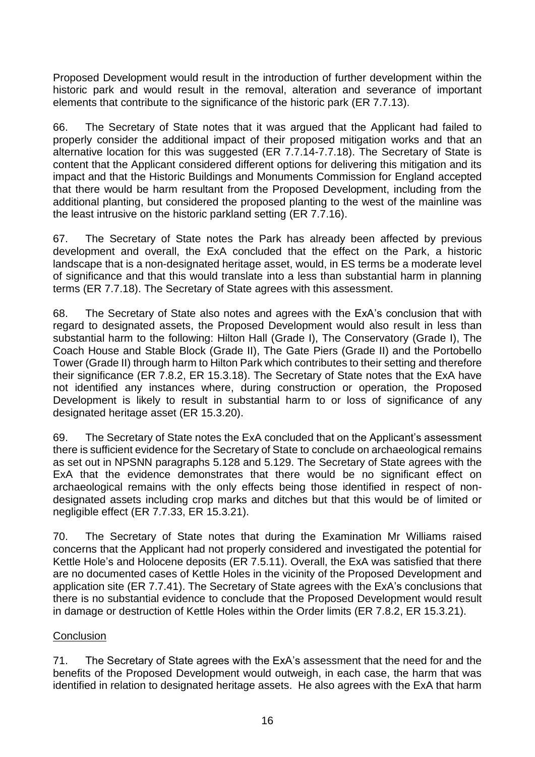Proposed Development would result in the introduction of further development within the historic park and would result in the removal, alteration and severance of important elements that contribute to the significance of the historic park (ER 7.7.13).

66. The Secretary of State notes that it was argued that the Applicant had failed to properly consider the additional impact of their proposed mitigation works and that an alternative location for this was suggested (ER 7.7.14-7.7.18). The Secretary of State is content that the Applicant considered different options for delivering this mitigation and its impact and that the Historic Buildings and Monuments Commission for England accepted that there would be harm resultant from the Proposed Development, including from the additional planting, but considered the proposed planting to the west of the mainline was the least intrusive on the historic parkland setting (ER 7.7.16).

67. The Secretary of State notes the Park has already been affected by previous development and overall, the ExA concluded that the effect on the Park, a historic landscape that is a non-designated heritage asset, would, in ES terms be a moderate level of significance and that this would translate into a less than substantial harm in planning terms (ER 7.7.18). The Secretary of State agrees with this assessment.

68. The Secretary of State also notes and agrees with the ExA's conclusion that with regard to designated assets, the Proposed Development would also result in less than substantial harm to the following: Hilton Hall (Grade I), The Conservatory (Grade I), The Coach House and Stable Block (Grade II), The Gate Piers (Grade II) and the Portobello Tower (Grade II) through harm to Hilton Park which contributes to their setting and therefore their significance (ER 7.8.2, ER 15.3.18). The Secretary of State notes that the ExA have not identified any instances where, during construction or operation, the Proposed Development is likely to result in substantial harm to or loss of significance of any designated heritage asset (ER 15.3.20).

69. The Secretary of State notes the ExA concluded that on the Applicant's assessment there is sufficient evidence for the Secretary of State to conclude on archaeological remains as set out in NPSNN paragraphs 5.128 and 5.129. The Secretary of State agrees with the ExA that the evidence demonstrates that there would be no significant effect on archaeological remains with the only effects being those identified in respect of non-designated assets including crop marks and ditches but that this would be of limited or negligible effect (ER 7.7.33, ER 15.3.21).

70. The Secretary of State notes that during the Examination Mr Williams raised concerns that the Applicant had not properly considered and investigated the potential for Kettle Hole's and Holocene deposits (ER 7.5.11). Overall, the ExA was satisfied that there are no documented cases of Kettle Holes in the vicinity of the Proposed Development and application site (ER 7.7.41). The Secretary of State agrees with the ExA's conclusions that there is no substantial evidence to conclude that the Proposed Development would result in damage or destruction of Kettle Holes within the Order limits (ER 7.8.2, ER 15.3.21).

<u>Conclusion</u>

71. The Secretary of State agrees with the ExA's assessment that the need for and the benefits of the Proposed Development would outweigh, in each case, the harm that was identified in relation to designated heritage assets. He also agrees with the ExA that harm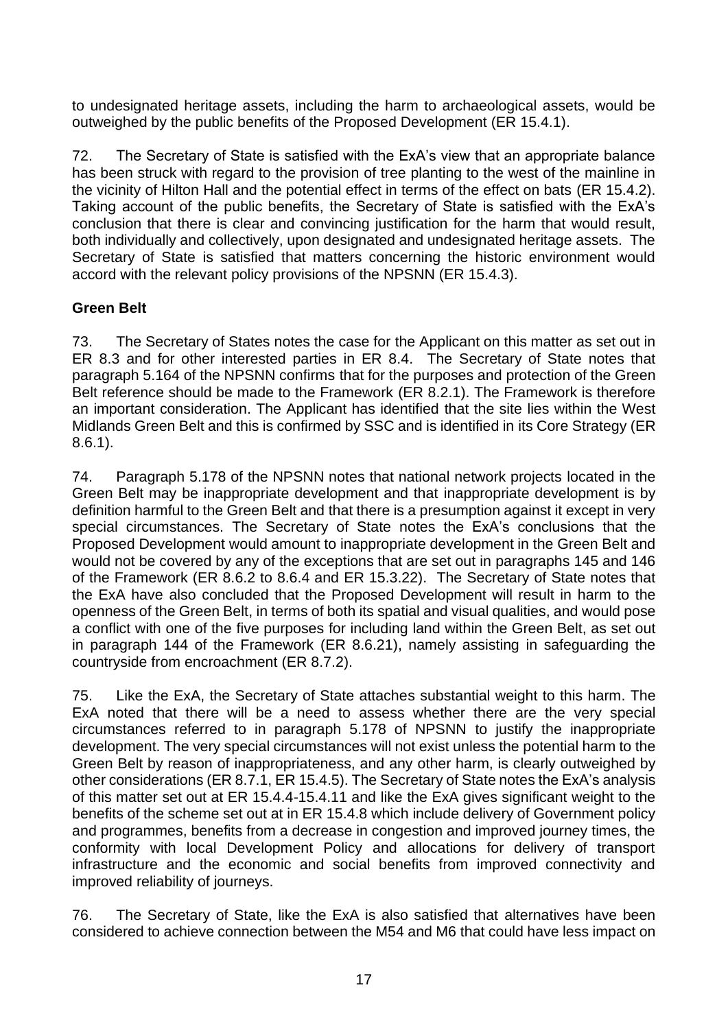to undesignated heritage assets, including the harm to archaeological assets, would be outweighed by the public benefits of the Proposed Development (ER 15.4.1).

72. The Secretary of State is satisfied with the ExA's view that an appropriate balance has been struck with regard to the provision of tree planting to the west of the mainline in the vicinity of Hilton Hall and the potential effect in terms of the effect on bats (ER 15.4.2). Taking account of the public benefits, the Secretary of State is satisfied with the ExA's conclusion that there is clear and convincing justification for the harm that would result, both individually and collectively, upon designated and undesignated heritage assets. The Secretary of State is satisfied that matters concerning the historic environment would accord with the relevant policy provisions of the NPSNN (ER 15.4.3).

**Green Belt**

73. The Secretary of States notes the case for the Applicant on this matter as set out in ER 8.3 and for other interested parties in ER 8.4. The Secretary of State notes that paragraph 5.164 of the NPSNN confirms that for the purposes and protection of the Green Belt reference should be made to the Framework (ER 8.2.1). The Framework is therefore an important consideration. The Applicant has identified that the site lies within the West Midlands Green Belt and this is confirmed by SSC and is identified in its Core Strategy (ER 8.6.1).

74. Paragraph 5.178 of the NPSNN notes that national network projects located in the Green Belt may be inappropriate development and that inappropriate development is by definition harmful to the Green Belt and that there is a presumption against it except in very special circumstances. The Secretary of State notes the ExA's conclusions that the Proposed Development would amount to inappropriate development in the Green Belt and would not be covered by any of the exceptions that are set out in paragraphs 145 and 146 of the Framework (ER 8.6.2 to 8.6.4 and ER 15.3.22). The Secretary of State notes that the ExA have also concluded that the Proposed Development will result in harm to the openness of the Green Belt, in terms of both its spatial and visual qualities, and would pose a conflict with one of the five purposes for including land within the Green Belt, as set out in paragraph 144 of the Framework (ER 8.6.21), namely assisting in safeguarding the countryside from encroachment (ER 8.7.2).

75. Like the ExA, the Secretary of State attaches substantial weight to this harm. The ExA noted that there will be a need to assess whether there are the very special circumstances referred to in paragraph 5.178 of NPSNN to justify the inappropriate development. The very special circumstances will not exist unless the potential harm to the Green Belt by reason of inappropriateness, and any other harm, is clearly outweighed by other considerations (ER 8.7.1, ER 15.4.5). The Secretary of State notes the ExA's analysis of this matter set out at ER 15.4.4-15.4.11 and like the ExA gives significant weight to the benefits of the scheme set out at in ER 15.4.8 which include delivery of Government policy and programmes, benefits from a decrease in congestion and improved journey times, the conformity with local Development Policy and allocations for delivery of transport infrastructure and the economic and social benefits from improved connectivity and improved reliability of journeys.

76. The Secretary of State, like the ExA is also satisfied that alternatives have been considered to achieve connection between the M54 and M6 that could have less impact on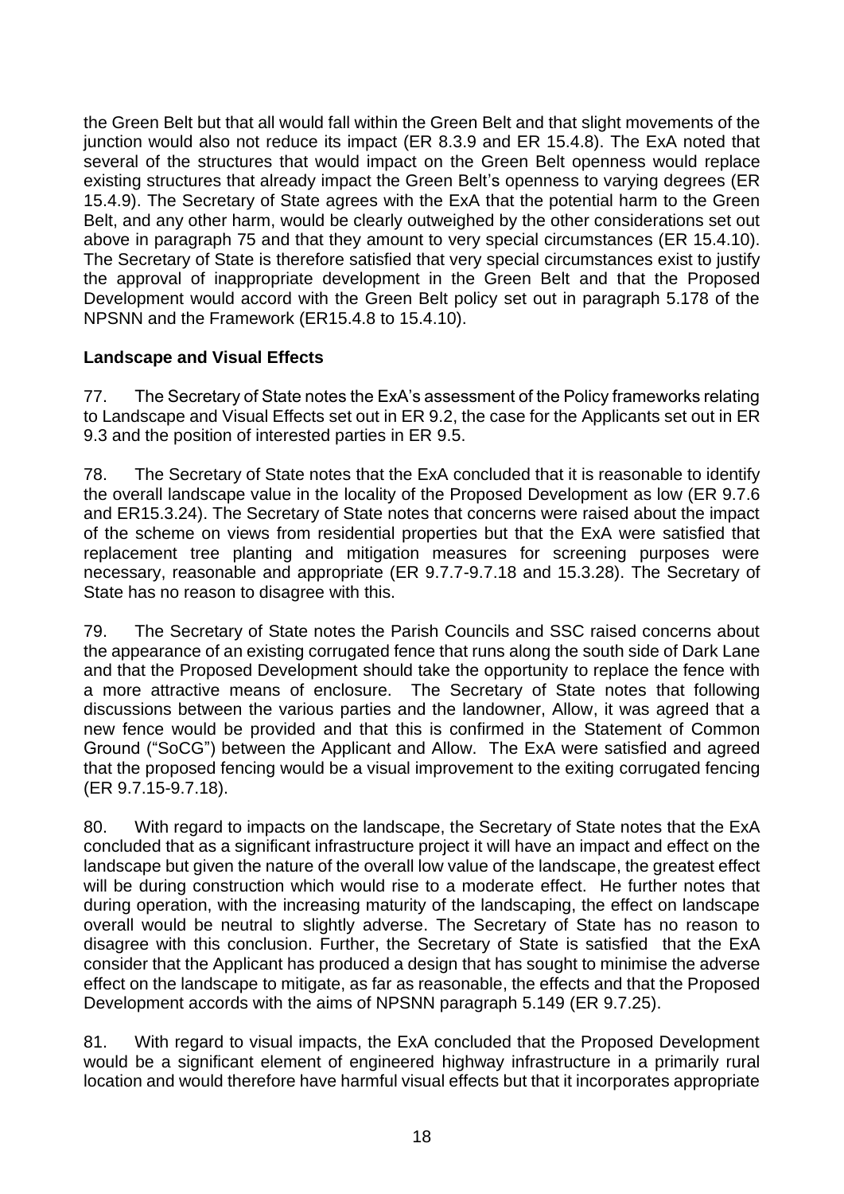the Green Belt but that all would fall within the Green Belt and that slight movements of the junction would also not reduce its impact (ER 8.3.9 and ER 15.4.8). The ExA noted that several of the structures that would impact on the Green Belt openness would replace existing structures that already impact the Green Belt's openness to varying degrees (ER 15.4.9). The Secretary of State agrees with the ExA that the potential harm to the Green Belt, and any other harm, would be clearly outweighed by the other considerations set out above in paragraph 75 and that they amount to very special circumstances (ER 15.4.10). The Secretary of State is therefore satisfied that very special circumstances exist to justify the approval of inappropriate development in the Green Belt and that the Proposed Development would accord with the Green Belt policy set out in paragraph 5.178 of the NPSNN and the Framework (ER15.4.8 to 15.4.10).

**Landscape and Visual Effects**

77. The Secretary of State notes the ExA's assessment of the Policy frameworks relating to Landscape and Visual Effects set out in ER 9.2, the case for the Applicants set out in ER 9.3 and the position of interested parties in ER 9.5.

78. The Secretary of State notes that the ExA concluded that it is reasonable to identify the overall landscape value in the locality of the Proposed Development as low (ER 9.7.6 and ER15.3.24). The Secretary of State notes that concerns were raised about the impact of the scheme on views from residential properties but that the ExA were satisfied that replacement tree planting and mitigation measures for screening purposes were necessary, reasonable and appropriate (ER 9.7.7-9.7.18 and 15.3.28). The Secretary of State has no reason to disagree with this.

79. The Secretary of State notes the Parish Councils and SSC raised concerns about the appearance of an existing corrugated fence that runs along the south side of Dark Lane and that the Proposed Development should take the opportunity to replace the fence with a more attractive means of enclosure. The Secretary of State notes that following discussions between the various parties and the landowner, Allow, it was agreed that a new fence would be provided and that this is confirmed in the Statement of Common Ground ("SoCG") between the Applicant and Allow. The ExA were satisfied and agreed that the proposed fencing would be a visual improvement to the exiting corrugated fencing (ER 9.7.15-9.7.18).

80. With regard to impacts on the landscape, the Secretary of State notes that the ExA concluded that as a significant infrastructure project it will have an impact and effect on the landscape but given the nature of the overall low value of the landscape, the greatest effect will be during construction which would rise to a moderate effect. He further notes that during operation, with the increasing maturity of the landscaping, the effect on landscape overall would be neutral to slightly adverse. The Secretary of State has no reason to disagree with this conclusion. Further, the Secretary of State is satisfied that the ExA consider that the Applicant has produced a design that has sought to minimise the adverse effect on the landscape to mitigate, as far as reasonable, the effects and that the Proposed Development accords with the aims of NPSNN paragraph 5.149 (ER 9.7.25).

81. With regard to visual impacts, the ExA concluded that the Proposed Development would be a significant element of engineered highway infrastructure in a primarily rural location and would therefore have harmful visual effects but that it incorporates appropriate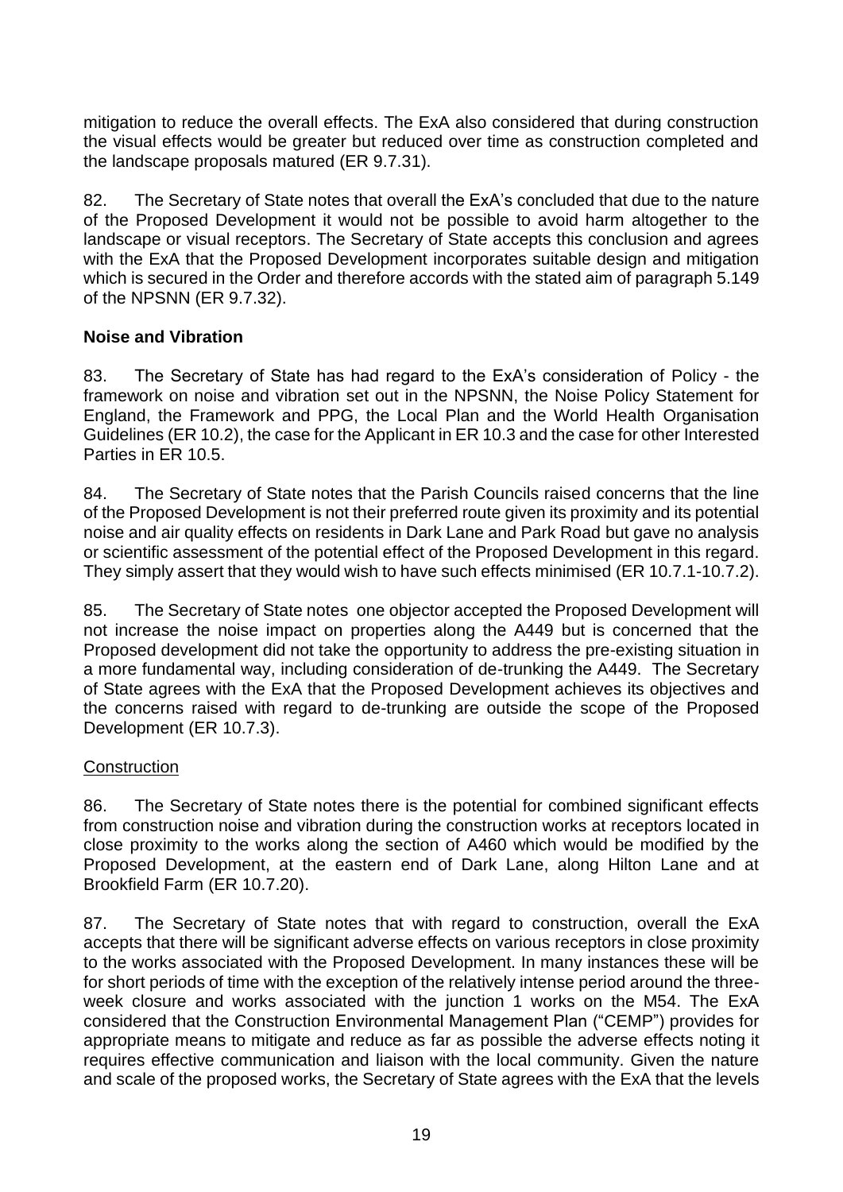mitigation to reduce the overall effects. The ExA also considered that during construction the visual effects would be greater but reduced over time as construction completed and the landscape proposals matured (ER 9.7.31).

82. The Secretary of State notes that overall the ExA's concluded that due to the nature of the Proposed Development it would not be possible to avoid harm altogether to the landscape or visual receptors. The Secretary of State accepts this conclusion and agrees with the ExA that the Proposed Development incorporates suitable design and mitigation which is secured in the Order and therefore accords with the stated aim of paragraph 5.149 of the NPSNN (ER 9.7.32).

### Noise and Vibration

83. The Secretary of State has had regard to the ExA's consideration of Policy - the framework on noise and vibration set out in the NPSNN, the Noise Policy Statement for England, the Framework and PPG, the Local Plan and the World Health Organisation Guidelines (ER 10.2), the case for the Applicant in ER 10.3 and the case for other Interested Parties in ER 10.5.

84. The Secretary of State notes that the Parish Councils raised concerns that the line of the Proposed Development is not their preferred route given its proximity and its potential noise and air quality effects on residents in Dark Lane and Park Road but gave no analysis or scientific assessment of the potential effect of the Proposed Development in this regard. They simply assert that they would wish to have such effects minimised (ER 10.7.1-10.7.2).

85. The Secretary of State notes one objector accepted the Proposed Development will not increase the noise impact on properties along the A449 but is concerned that the Proposed development did not take the opportunity to address the pre-existing situation in a more fundamental way, including consideration of de-trunking the A449. The Secretary of State agrees with the ExA that the Proposed Development achieves its objectives and the concerns raised with regard to de-trunking are outside the scope of the Proposed Development (ER 10.7.3).

#### Construction

86. The Secretary of State notes there is the potential for combined significant effects from construction noise and vibration during the construction works at receptors located in close proximity to the works along the section of A460 which would be modified by the Proposed Development, at the eastern end of Dark Lane, along Hilton Lane and at Brookfield Farm (ER 10.7.20).

87. The Secretary of State notes that with regard to construction, overall the ExA accepts that there will be significant adverse effects on various receptors in close proximity to the works associated with the Proposed Development. In many instances these will be for short periods of time with the exception of the relatively intense period around the three-week closure and works associated with the junction 1 works on the M54. The ExA considered that the Construction Environmental Management Plan ("CEMP") provides for appropriate means to mitigate and reduce as far as possible the adverse effects noting it requires effective communication and liaison with the local community. Given the nature and scale of the proposed works, the Secretary of State agrees with the ExA that the levels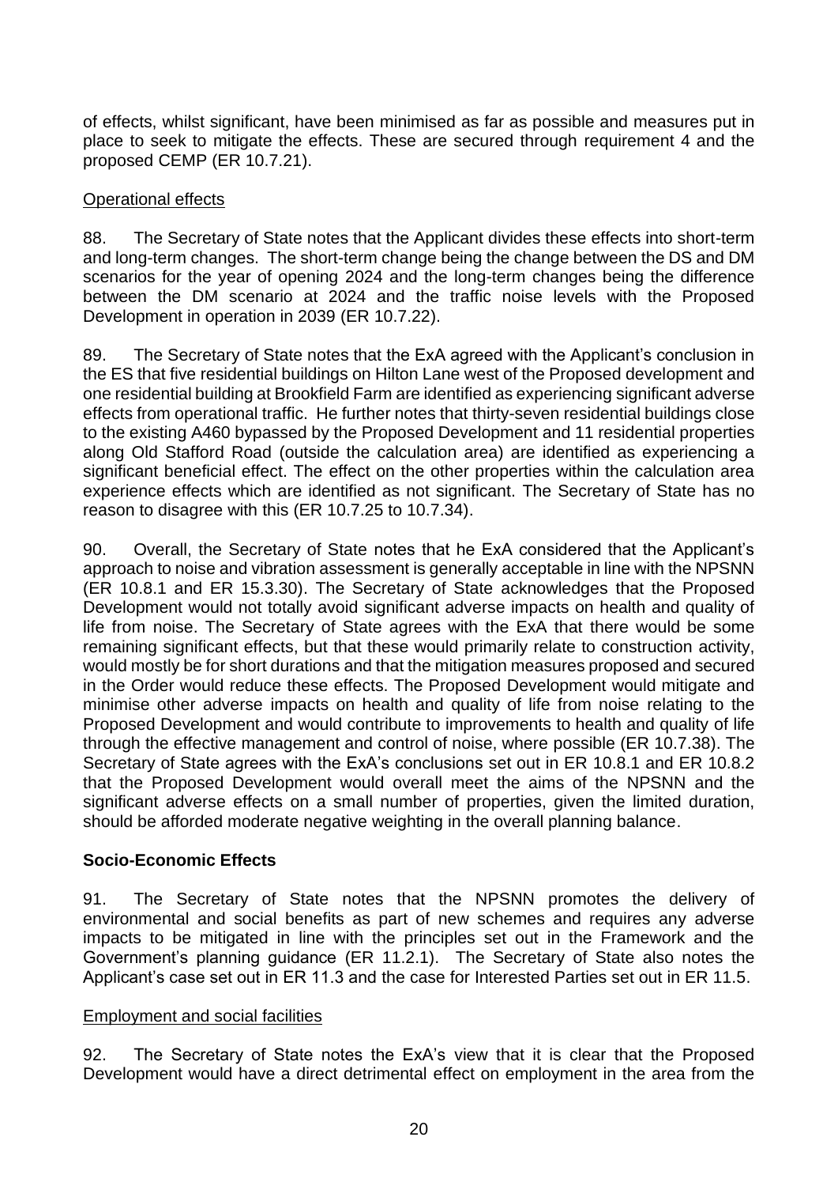of effects, whilst significant, have been minimised as far as possible and measures put in place to seek to mitigate the effects. These are secured through requirement 4 and the proposed CEMP (ER 10.7.21).

Operational effects

88. The Secretary of State notes that the Applicant divides these effects into short-term and long-term changes. The short-term change being the change between the DS and DM scenarios for the year of opening 2024 and the long-term changes being the difference between the DM scenario at 2024 and the traffic noise levels with the Proposed Development in operation in 2039 (ER 10.7.22).

89. The Secretary of State notes that the ExA agreed with the Applicant's conclusion in the ES that five residential buildings on Hilton Lane west of the Proposed development and one residential building at Brookfield Farm are identified as experiencing significant adverse effects from operational traffic. He further notes that thirty-seven residential buildings close to the existing A460 bypassed by the Proposed Development and 11 residential properties along Old Stafford Road (outside the calculation area) are identified as experiencing a significant beneficial effect. The effect on the other properties within the calculation area experience effects which are identified as not significant. The Secretary of State has no reason to disagree with this (ER 10.7.25 to 10.7.34).

90. Overall, the Secretary of State notes that he ExA considered that the Applicant's approach to noise and vibration assessment is generally acceptable in line with the NPSNN (ER 10.8.1 and ER 15.3.30). The Secretary of State acknowledges that the Proposed Development would not totally avoid significant adverse impacts on health and quality of life from noise. The Secretary of State agrees with the ExA that there would be some remaining significant effects, but that these would primarily relate to construction activity, would mostly be for short durations and that the mitigation measures proposed and secured in the Order would reduce these effects. The Proposed Development would mitigate and minimise other adverse impacts on health and quality of life from noise relating to the Proposed Development and would contribute to improvements to health and quality of life through the effective management and control of noise, where possible (ER 10.7.38). The Secretary of State agrees with the ExA's conclusions set out in ER 10.8.1 and ER 10.8.2 that the Proposed Development would overall meet the aims of the NPSNN and the significant adverse effects on a small number of properties, given the limited duration, should be afforded moderate negative weighting in the overall planning balance.

**Socio-Economic Effects**

91. The Secretary of State notes that the NPSNN promotes the delivery of environmental and social benefits as part of new schemes and requires any adverse impacts to be mitigated in line with the principles set out in the Framework and the Government's planning guidance (ER 11.2.1). The Secretary of State also notes the Applicant's case set out in ER 11.3 and the case for Interested Parties set out in ER 11.5.

Employment and social facilities

92. The Secretary of State notes the ExA's view that it is clear that the Proposed Development would have a direct detrimental effect on employment in the area from the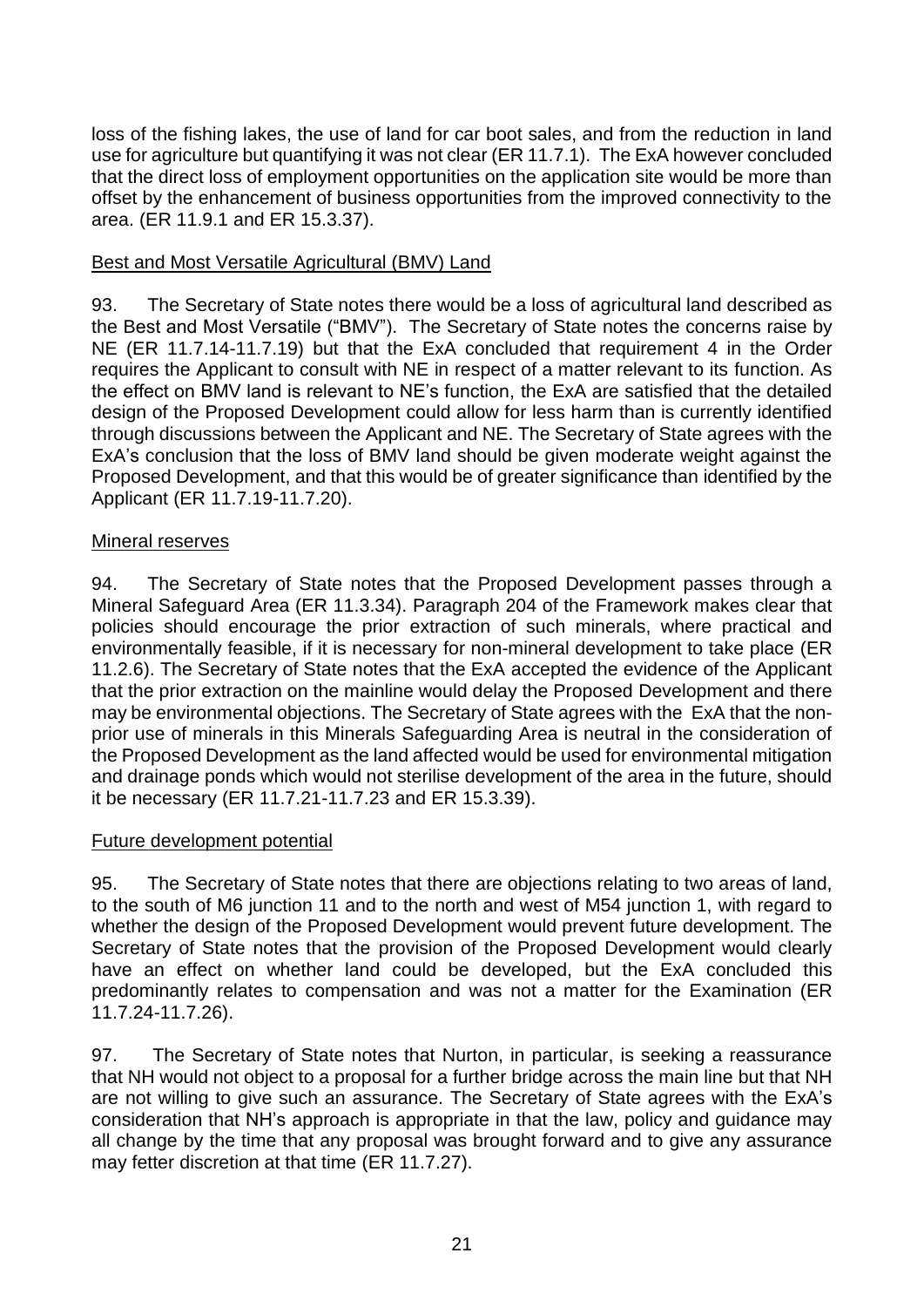loss of the fishing lakes, the use of land for car boot sales, and from the reduction in land use for agriculture but quantifying it was not clear (ER 11.7.1). The ExA however concluded that the direct loss of employment opportunities on the application site would be more than offset by the enhancement of business opportunities from the improved connectivity to the area. (ER 11.9.1 and ER 15.3.37).

Best and Most Versatile Agricultural (BMV) Land

93. The Secretary of State notes there would be a loss of agricultural land described as the Best and Most Versatile ("BMV"). The Secretary of State notes the concerns raise by NE (ER 11.7.14-11.7.19) but that the ExA concluded that requirement 4 in the Order requires the Applicant to consult with NE in respect of a matter relevant to its function. As the effect on BMV land is relevant to NE's function, the ExA are satisfied that the detailed design of the Proposed Development could allow for less harm than is currently identified through discussions between the Applicant and NE. The Secretary of State agrees with the ExA's conclusion that the loss of BMV land should be given moderate weight against the Proposed Development, and that this would be of greater significance than identified by the Applicant (ER 11.7.19-11.7.20).

Mineral reserves

94. The Secretary of State notes that the Proposed Development passes through a Mineral Safeguard Area (ER 11.3.34). Paragraph 204 of the Framework makes clear that policies should encourage the prior extraction of such minerals, where practical and environmentally feasible, if it is necessary for non-mineral development to take place (ER 11.2.6). The Secretary of State notes that the ExA accepted the evidence of the Applicant that the prior extraction on the mainline would delay the Proposed Development and there may be environmental objections. The Secretary of State agrees with the ExA that the non-prior use of minerals in this Minerals Safeguarding Area is neutral in the consideration of the Proposed Development as the land affected would be used for environmental mitigation and drainage ponds which would not sterilise development of the area in the future, should it be necessary (ER 11.7.21-11.7.23 and ER 15.3.39).

Future development potential

95. The Secretary of State notes that there are objections relating to two areas of land, to the south of M6 junction 11 and to the north and west of M54 junction 1, with regard to whether the design of the Proposed Development would prevent future development. The Secretary of State notes that the provision of the Proposed Development would clearly have an effect on whether land could be developed, but the ExA concluded this predominantly relates to compensation and was not a matter for the Examination (ER 11.7.24-11.7.26).

97. The Secretary of State notes that Nurton, in particular, is seeking a reassurance that NH would not object to a proposal for a further bridge across the main line but that NH are not willing to give such an assurance. The Secretary of State agrees with the ExA's consideration that NH's approach is appropriate in that the law, policy and guidance may all change by the time that any proposal was brought forward and to give any assurance may fetter discretion at that time (ER 11.7.27).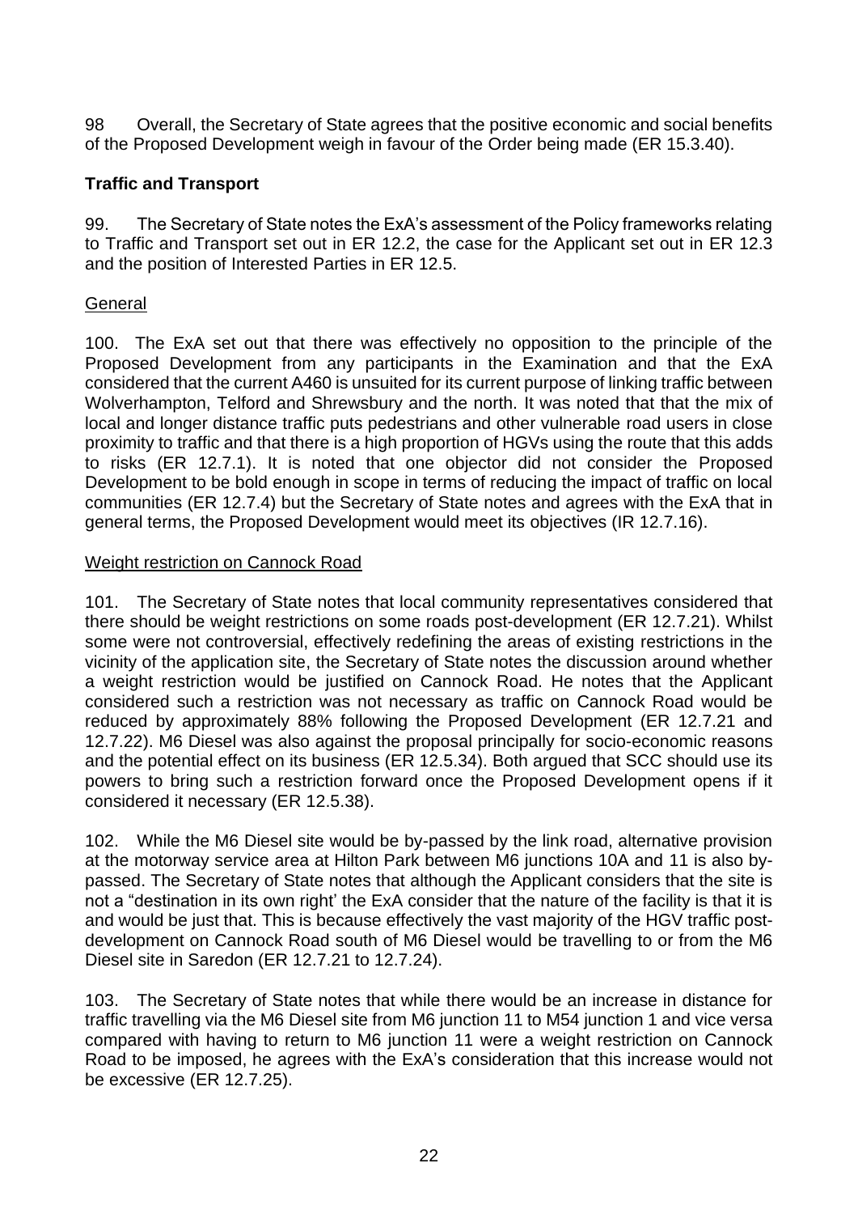98 Overall, the Secretary of State agrees that the positive economic and social benefits of the Proposed Development weigh in favour of the Order being made (ER 15.3.40).

**Traffic and Transport**

99. The Secretary of State notes the ExA's assessment of the Policy frameworks relating to Traffic and Transport set out in ER 12.2, the case for the Applicant set out in ER 12.3 and the position of Interested Parties in ER 12.5.

General

100. The ExA set out that there was effectively no opposition to the principle of the Proposed Development from any participants in the Examination and that the ExA considered that the current A460 is unsuited for its current purpose of linking traffic between Wolverhampton, Telford and Shrewsbury and the north. It was noted that that the mix of local and longer distance traffic puts pedestrians and other vulnerable road users in close proximity to traffic and that there is a high proportion of HGVs using the route that this adds to risks (ER 12.7.1). It is noted that one objector did not consider the Proposed Development to be bold enough in scope in terms of reducing the impact of traffic on local communities (ER 12.7.4) but the Secretary of State notes and agrees with the ExA that in general terms, the Proposed Development would meet its objectives (IR 12.7.16).

Weight restriction on Cannock Road

101. The Secretary of State notes that local community representatives considered that there should be weight restrictions on some roads post-development (ER 12.7.21). Whilst some were not controversial, effectively redefining the areas of existing restrictions in the vicinity of the application site, the Secretary of State notes the discussion around whether a weight restriction would be justified on Cannock Road. He notes that the Applicant considered such a restriction was not necessary as traffic on Cannock Road would be reduced by approximately 88% following the Proposed Development (ER 12.7.21 and 12.7.22). M6 Diesel was also against the proposal principally for socio-economic reasons and the potential effect on its business (ER 12.5.34). Both argued that SCC should use its powers to bring such a restriction forward once the Proposed Development opens if it considered it necessary (ER 12.5.38).

102. While the M6 Diesel site would be by-passed by the link road, alternative provision at the motorway service area at Hilton Park between M6 junctions 10A and 11 is also by-passed. The Secretary of State notes that although the Applicant considers that the site is not a "destination in its own right' the ExA consider that the nature of the facility is that it is and would be just that. This is because effectively the vast majority of the HGV traffic post-development on Cannock Road south of M6 Diesel would be travelling to or from the M6 Diesel site in Saredon (ER 12.7.21 to 12.7.24).

103. The Secretary of State notes that while there would be an increase in distance for traffic travelling via the M6 Diesel site from M6 junction 11 to M54 junction 1 and vice versa compared with having to return to M6 junction 11 were a weight restriction on Cannock Road to be imposed, he agrees with the ExA's consideration that this increase would not be excessive (ER 12.7.25).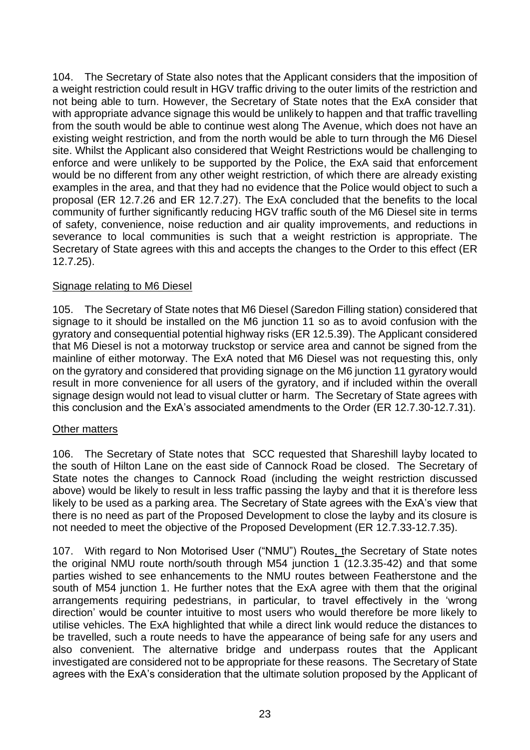104. The Secretary of State also notes that the Applicant considers that the imposition of a weight restriction could result in HGV traffic driving to the outer limits of the restriction and not being able to turn. However, the Secretary of State notes that the ExA consider that with appropriate advance signage this would be unlikely to happen and that traffic travelling from the south would be able to continue west along The Avenue, which does not have an existing weight restriction, and from the north would be able to turn through the M6 Diesel site. Whilst the Applicant also considered that Weight Restrictions would be challenging to enforce and were unlikely to be supported by the Police, the ExA said that enforcement would be no different from any other weight restriction, of which there are already existing examples in the area, and that they had no evidence that the Police would object to such a proposal (ER 12.7.26 and ER 12.7.27). The ExA concluded that the benefits to the local community of further significantly reducing HGV traffic south of the M6 Diesel site in terms of safety, convenience, noise reduction and air quality improvements, and reductions in severance to local communities is such that a weight restriction is appropriate. The Secretary of State agrees with this and accepts the changes to the Order to this effect (ER 12.7.25).

Signage relating to M6 Diesel

105. The Secretary of State notes that M6 Diesel (Saredon Filling station) considered that signage to it should be installed on the M6 junction 11 so as to avoid confusion with the gyratory and consequential potential highway risks (ER 12.5.39). The Applicant considered that M6 Diesel is not a motorway truckstop or service area and cannot be signed from the mainline of either motorway. The ExA noted that M6 Diesel was not requesting this, only on the gyratory and considered that providing signage on the M6 junction 11 gyratory would result in more convenience for all users of the gyratory, and if included within the overall signage design would not lead to visual clutter or harm. The Secretary of State agrees with this conclusion and the ExA's associated amendments to the Order (ER 12.7.30-12.7.31).

Other matters

106. The Secretary of State notes that SCC requested that Shareshill layby located to the south of Hilton Lane on the east side of Cannock Road be closed. The Secretary of State notes the changes to Cannock Road (including the weight restriction discussed above) would be likely to result in less traffic passing the layby and that it is therefore less likely to be used as a parking area. The Secretary of State agrees with the ExA's view that there is no need as part of the Proposed Development to close the layby and its closure is not needed to meet the objective of the Proposed Development (ER 12.7.33-12.7.35).

107. With regard to Non Motorised User ("NMU") Routes, the Secretary of State notes the original NMU route north/south through M54 junction 1 (12.3.35-42) and that some parties wished to see enhancements to the NMU routes between Featherstone and the south of M54 junction 1. He further notes that the ExA agree with them that the original arrangements requiring pedestrians, in particular, to travel effectively in the 'wrong direction' would be counter intuitive to most users who would therefore be more likely to utilise vehicles. The ExA highlighted that while a direct link would reduce the distances to be travelled, such a route needs to have the appearance of being safe for any users and also convenient. The alternative bridge and underpass routes that the Applicant investigated are considered not to be appropriate for these reasons. The Secretary of State agrees with the ExA's consideration that the ultimate solution proposed by the Applicant of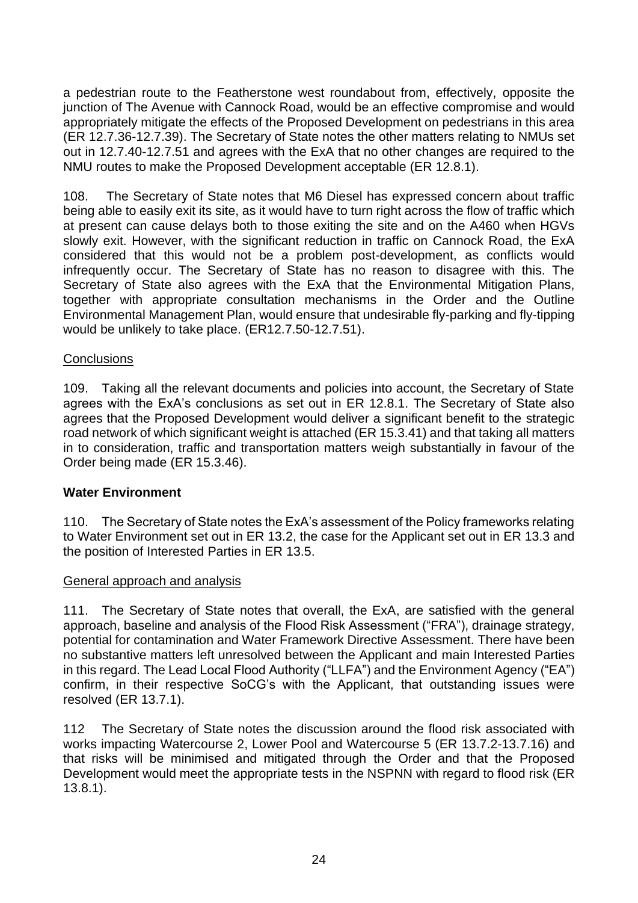a pedestrian route to the Featherstone west roundabout from, effectively, opposite the junction of The Avenue with Cannock Road, would be an effective compromise and would appropriately mitigate the effects of the Proposed Development on pedestrians in this area (ER 12.7.36-12.7.39). The Secretary of State notes the other matters relating to NMUs set out in 12.7.40-12.7.51 and agrees with the ExA that no other changes are required to the NMU routes to make the Proposed Development acceptable (ER 12.8.1).

108. The Secretary of State notes that M6 Diesel has expressed concern about traffic being able to easily exit its site, as it would have to turn right across the flow of traffic which at present can cause delays both to those exiting the site and on the A460 when HGVs slowly exit. However, with the significant reduction in traffic on Cannock Road, the ExA considered that this would not be a problem post-development, as conflicts would infrequently occur. The Secretary of State has no reason to disagree with this. The Secretary of State also agrees with the ExA that the Environmental Mitigation Plans, together with appropriate consultation mechanisms in the Order and the Outline Environmental Management Plan, would ensure that undesirable fly-parking and fly-tipping would be unlikely to take place. (ER12.7.50-12.7.51).

<u>Conclusions</u>

109. Taking all the relevant documents and policies into account, the Secretary of State agrees with the ExA's conclusions as set out in ER 12.8.1. The Secretary of State also agrees that the Proposed Development would deliver a significant benefit to the strategic road network of which significant weight is attached (ER 15.3.41) and that taking all matters in to consideration, traffic and transportation matters weigh substantially in favour of the Order being made (ER 15.3.46).

**Water Environment**

110. The Secretary of State notes the ExA's assessment of the Policy frameworks relating to Water Environment set out in ER 13.2, the case for the Applicant set out in ER 13.3 and the position of Interested Parties in ER 13.5.

<u>General approach and analysis</u>

111. The Secretary of State notes that overall, the ExA, are satisfied with the general approach, baseline and analysis of the Flood Risk Assessment ("FRA"), drainage strategy, potential for contamination and Water Framework Directive Assessment. There have been no substantive matters left unresolved between the Applicant and main Interested Parties in this regard. The Lead Local Flood Authority ("LLFA") and the Environment Agency ("EA") confirm, in their respective SoCG's with the Applicant, that outstanding issues were resolved (ER 13.7.1).

112 The Secretary of State notes the discussion around the flood risk associated with works impacting Watercourse 2, Lower Pool and Watercourse 5 (ER 13.7.2-13.7.16) and that risks will be minimised and mitigated through the Order and that the Proposed Development would meet the appropriate tests in the NSPNN with regard to flood risk (ER 13.8.1).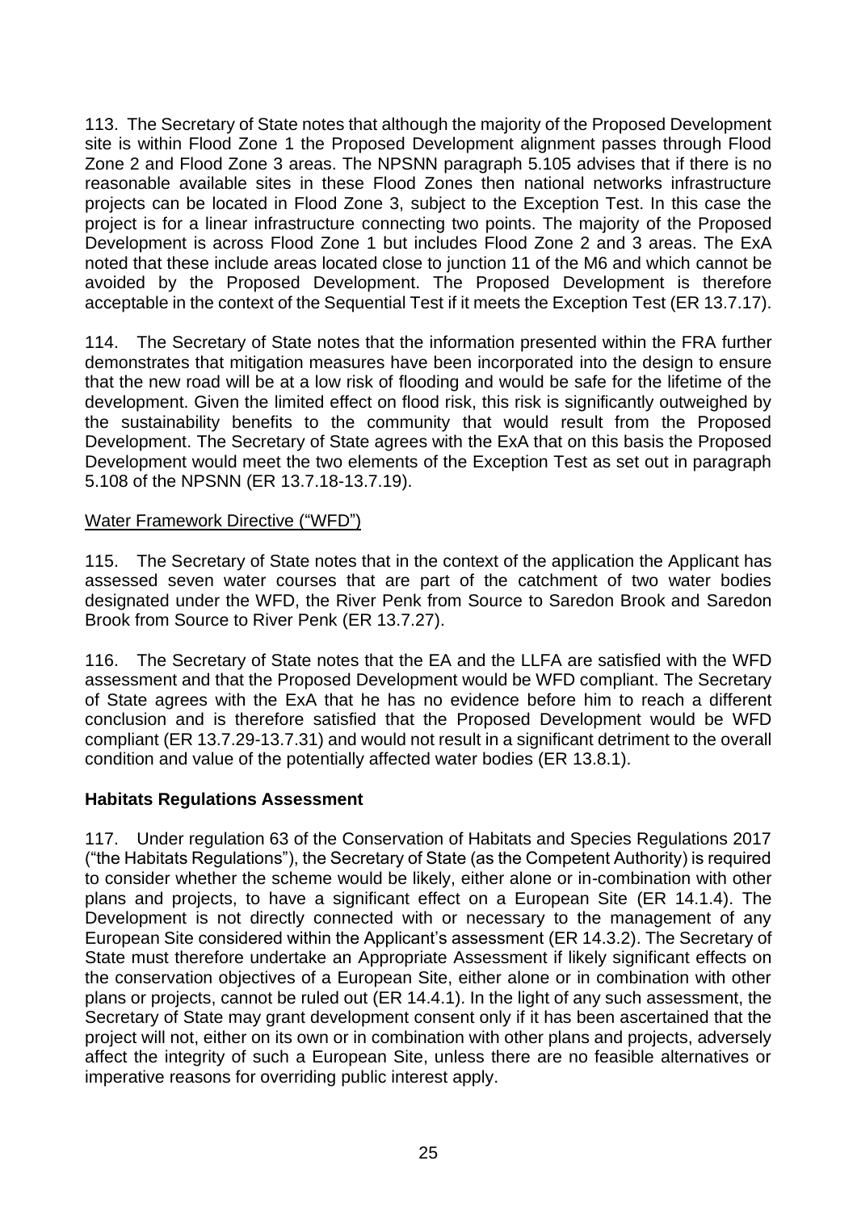113. The Secretary of State notes that although the majority of the Proposed Development site is within Flood Zone 1 the Proposed Development alignment passes through Flood Zone 2 and Flood Zone 3 areas. The NPSNN paragraph 5.105 advises that if there is no reasonable available sites in these Flood Zones then national networks infrastructure projects can be located in Flood Zone 3, subject to the Exception Test. In this case the project is for a linear infrastructure connecting two points. The majority of the Proposed Development is across Flood Zone 1 but includes Flood Zone 2 and 3 areas. The ExA noted that these include areas located close to junction 11 of the M6 and which cannot be avoided by the Proposed Development. The Proposed Development is therefore acceptable in the context of the Sequential Test if it meets the Exception Test (ER 13.7.17).

114. The Secretary of State notes that the information presented within the FRA further demonstrates that mitigation measures have been incorporated into the design to ensure that the new road will be at a low risk of flooding and would be safe for the lifetime of the development. Given the limited effect on flood risk, this risk is significantly outweighed by the sustainability benefits to the community that would result from the Proposed Development. The Secretary of State agrees with the ExA that on this basis the Proposed Development would meet the two elements of the Exception Test as set out in paragraph 5.108 of the NPSNN (ER 13.7.18-13.7.19).

<u>Water Framework Directive ("WFD")</u>

115. The Secretary of State notes that in the context of the application the Applicant has assessed seven water courses that are part of the catchment of two water bodies designated under the WFD, the River Penk from Source to Saredon Brook and Saredon Brook from Source to River Penk (ER 13.7.27).

116. The Secretary of State notes that the EA and the LLFA are satisfied with the WFD assessment and that the Proposed Development would be WFD compliant. The Secretary of State agrees with the ExA that he has no evidence before him to reach a different conclusion and is therefore satisfied that the Proposed Development would be WFD compliant (ER 13.7.29-13.7.31) and would not result in a significant detriment to the overall condition and value of the potentially affected water bodies (ER 13.8.1).

**Habitats Regulations Assessment**

117. Under regulation 63 of the Conservation of Habitats and Species Regulations 2017 ("the Habitats Regulations"), the Secretary of State (as the Competent Authority) is required to consider whether the scheme would be likely, either alone or in-combination with other plans and projects, to have a significant effect on a European Site (ER 14.1.4). The Development is not directly connected with or necessary to the management of any European Site considered within the Applicant's assessment (ER 14.3.2). The Secretary of State must therefore undertake an Appropriate Assessment if likely significant effects on the conservation objectives of a European Site, either alone or in combination with other plans or projects, cannot be ruled out (ER 14.4.1). In the light of any such assessment, the Secretary of State may grant development consent only if it has been ascertained that the project will not, either on its own or in combination with other plans and projects, adversely affect the integrity of such a European Site, unless there are no feasible alternatives or imperative reasons for overriding public interest apply.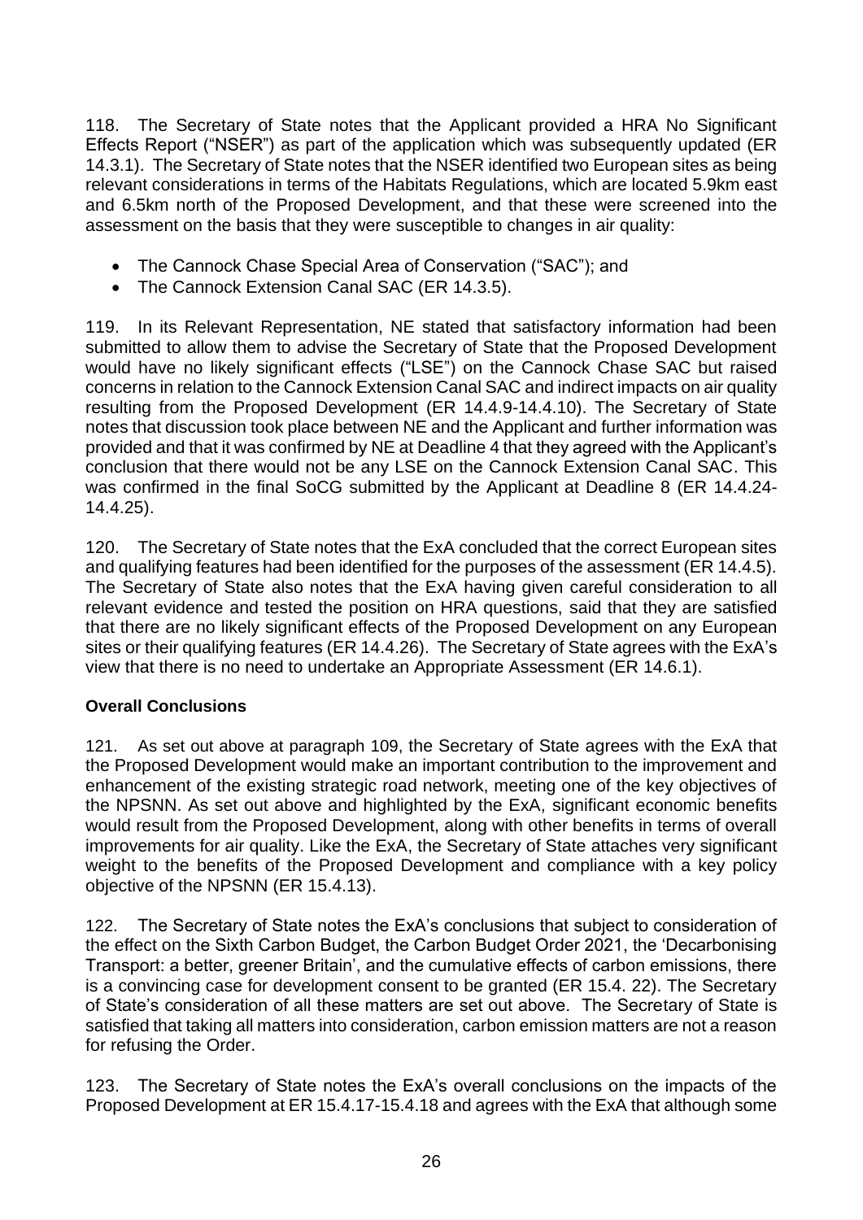118. The Secretary of State notes that the Applicant provided a HRA No Significant Effects Report ("NSER") as part of the application which was subsequently updated (ER 14.3.1). The Secretary of State notes that the NSER identified two European sites as being relevant considerations in terms of the Habitats Regulations, which are located 5.9km east and 6.5km north of the Proposed Development, and that these were screened into the assessment on the basis that they were susceptible to changes in air quality:

- The Cannock Chase Special Area of Conservation ("SAC"); and
- The Cannock Extension Canal SAC (ER 14.3.5).

119. In its Relevant Representation, NE stated that satisfactory information had been submitted to allow them to advise the Secretary of State that the Proposed Development would have no likely significant effects ("LSE") on the Cannock Chase SAC but raised concerns in relation to the Cannock Extension Canal SAC and indirect impacts on air quality resulting from the Proposed Development (ER 14.4.9-14.4.10). The Secretary of State notes that discussion took place between NE and the Applicant and further information was provided and that it was confirmed by NE at Deadline 4 that they agreed with the Applicant's conclusion that there would not be any LSE on the Cannock Extension Canal SAC. This was confirmed in the final SoCG submitted by the Applicant at Deadline 8 (ER 14.4.24-14.4.25).

120. The Secretary of State notes that the ExA concluded that the correct European sites and qualifying features had been identified for the purposes of the assessment (ER 14.4.5). The Secretary of State also notes that the ExA having given careful consideration to all relevant evidence and tested the position on HRA questions, said that they are satisfied that there are no likely significant effects of the Proposed Development on any European sites or their qualifying features (ER 14.4.26). The Secretary of State agrees with the ExA's view that there is no need to undertake an Appropriate Assessment (ER 14.6.1).

**Overall Conclusions**

121. As set out above at paragraph 109, the Secretary of State agrees with the ExA that the Proposed Development would make an important contribution to the improvement and enhancement of the existing strategic road network, meeting one of the key objectives of the NPSNN. As set out above and highlighted by the ExA, significant economic benefits would result from the Proposed Development, along with other benefits in terms of overall improvements for air quality. Like the ExA, the Secretary of State attaches very significant weight to the benefits of the Proposed Development and compliance with a key policy objective of the NPSNN (ER 15.4.13).

122. The Secretary of State notes the ExA's conclusions that subject to consideration of the effect on the Sixth Carbon Budget, the Carbon Budget Order 2021, the 'Decarbonising Transport: a better, greener Britain', and the cumulative effects of carbon emissions, there is a convincing case for development consent to be granted (ER 15.4. 22). The Secretary of State's consideration of all these matters are set out above. The Secretary of State is satisfied that taking all matters into consideration, carbon emission matters are not a reason for refusing the Order.

123. The Secretary of State notes the ExA's overall conclusions on the impacts of the Proposed Development at ER 15.4.17-15.4.18 and agrees with the ExA that although some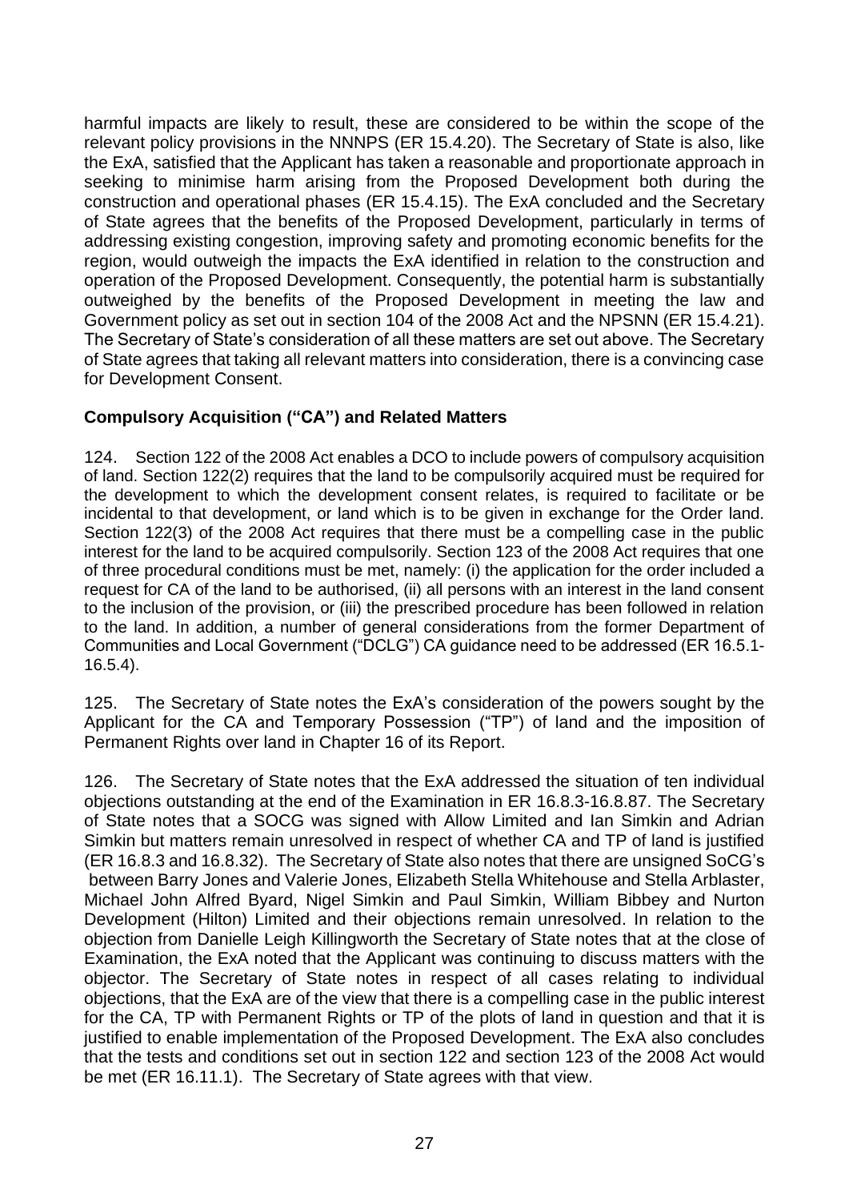harmful impacts are likely to result, these are considered to be within the scope of the relevant policy provisions in the NNNPS (ER 15.4.20). The Secretary of State is also, like the ExA, satisfied that the Applicant has taken a reasonable and proportionate approach in seeking to minimise harm arising from the Proposed Development both during the construction and operational phases (ER 15.4.15). The ExA concluded and the Secretary of State agrees that the benefits of the Proposed Development, particularly in terms of addressing existing congestion, improving safety and promoting economic benefits for the region, would outweigh the impacts the ExA identified in relation to the construction and operation of the Proposed Development. Consequently, the potential harm is substantially outweighed by the benefits of the Proposed Development in meeting the law and Government policy as set out in section 104 of the 2008 Act and the NPSNN (ER 15.4.21). The Secretary of State's consideration of all these matters are set out above. The Secretary of State agrees that taking all relevant matters into consideration, there is a convincing case for Development Consent.

**Compulsory Acquisition ("CA") and Related Matters**

124. Section 122 of the 2008 Act enables a DCO to include powers of compulsory acquisition of land. Section 122(2) requires that the land to be compulsorily acquired must be required for the development to which the development consent relates, is required to facilitate or be incidental to that development, or land which is to be given in exchange for the Order land. Section 122(3) of the 2008 Act requires that there must be a compelling case in the public interest for the land to be acquired compulsorily. Section 123 of the 2008 Act requires that one of three procedural conditions must be met, namely: (i) the application for the order included a request for CA of the land to be authorised, (ii) all persons with an interest in the land consent to the inclusion of the provision, or (iii) the prescribed procedure has been followed in relation to the land. In addition, a number of general considerations from the former Department of Communities and Local Government ("DCLG") CA guidance need to be addressed (ER 16.5.1-16.5.4).

125. The Secretary of State notes the ExA's consideration of the powers sought by the Applicant for the CA and Temporary Possession ("TP") of land and the imposition of Permanent Rights over land in Chapter 16 of its Report.

126. The Secretary of State notes that the ExA addressed the situation of ten individual objections outstanding at the end of the Examination in ER 16.8.3-16.8.87. The Secretary of State notes that a SOCG was signed with Allow Limited and Ian Simkin and Adrian Simkin but matters remain unresolved in respect of whether CA and TP of land is justified (ER 16.8.3 and 16.8.32). The Secretary of State also notes that there are unsigned SoCG's between Barry Jones and Valerie Jones, Elizabeth Stella Whitehouse and Stella Arblaster, Michael John Alfred Byard, Nigel Simkin and Paul Simkin, William Bibbey and Nurton Development (Hilton) Limited and their objections remain unresolved. In relation to the objection from Danielle Leigh Killingworth the Secretary of State notes that at the close of Examination, the ExA noted that the Applicant was continuing to discuss matters with the objector. The Secretary of State notes in respect of all cases relating to individual objections, that the ExA are of the view that there is a compelling case in the public interest for the CA, TP with Permanent Rights or TP of the plots of land in question and that it is justified to enable implementation of the Proposed Development. The ExA also concludes that the tests and conditions set out in section 122 and section 123 of the 2008 Act would be met (ER 16.11.1). The Secretary of State agrees with that view.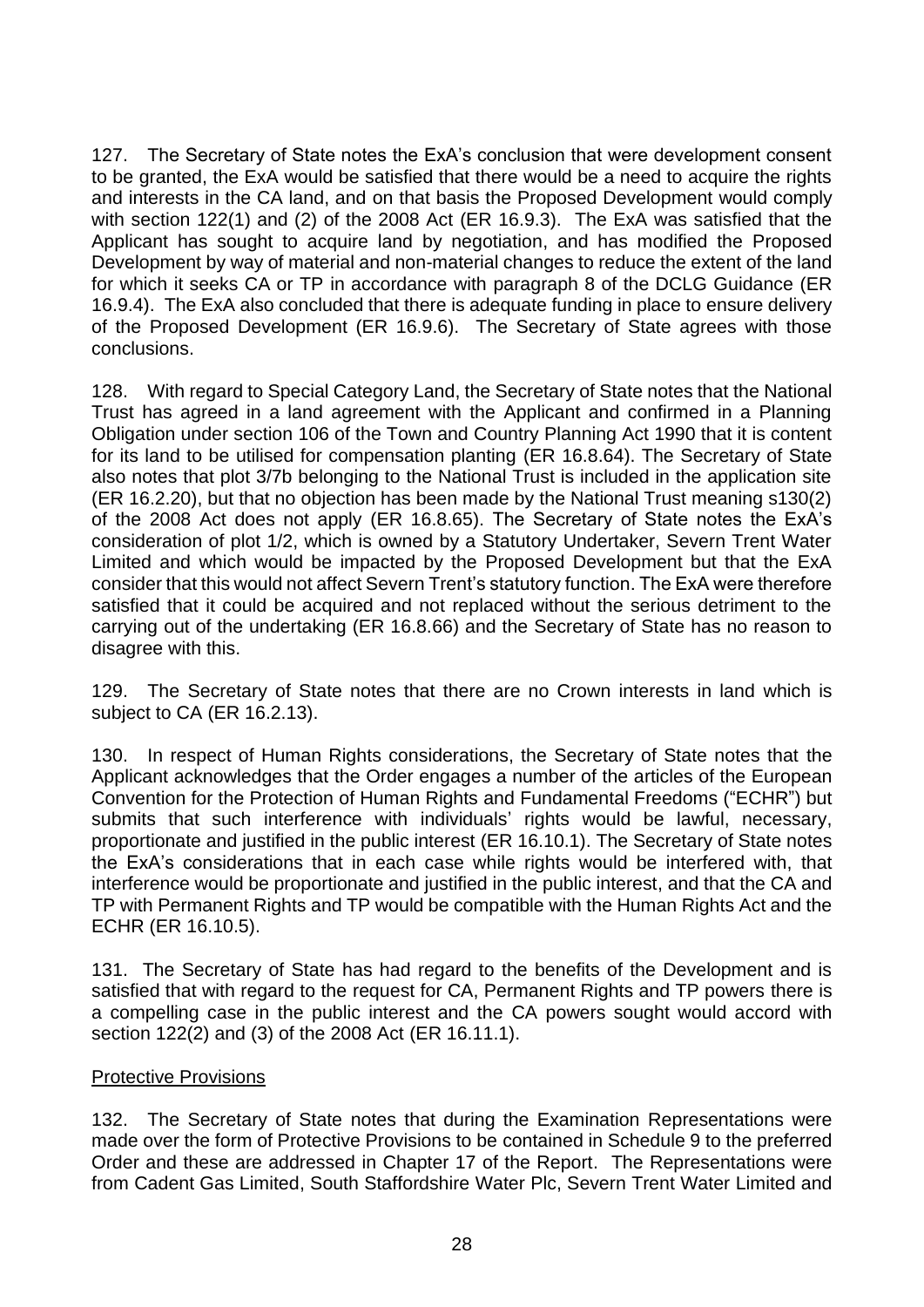127. The Secretary of State notes the ExA's conclusion that were development consent to be granted, the ExA would be satisfied that there would be a need to acquire the rights and interests in the CA land, and on that basis the Proposed Development would comply with section 122(1) and (2) of the 2008 Act (ER 16.9.3). The ExA was satisfied that the Applicant has sought to acquire land by negotiation, and has modified the Proposed Development by way of material and non-material changes to reduce the extent of the land for which it seeks CA or TP in accordance with paragraph 8 of the DCLG Guidance (ER 16.9.4). The ExA also concluded that there is adequate funding in place to ensure delivery of the Proposed Development (ER 16.9.6). The Secretary of State agrees with those conclusions.

128. With regard to Special Category Land, the Secretary of State notes that the National Trust has agreed in a land agreement with the Applicant and confirmed in a Planning Obligation under section 106 of the Town and Country Planning Act 1990 that it is content for its land to be utilised for compensation planting (ER 16.8.64). The Secretary of State also notes that plot 3/7b belonging to the National Trust is included in the application site (ER 16.2.20), but that no objection has been made by the National Trust meaning s130(2) of the 2008 Act does not apply (ER 16.8.65). The Secretary of State notes the ExA's consideration of plot 1/2, which is owned by a Statutory Undertaker, Severn Trent Water Limited and which would be impacted by the Proposed Development but that the ExA consider that this would not affect Severn Trent's statutory function. The ExA were therefore satisfied that it could be acquired and not replaced without the serious detriment to the carrying out of the undertaking (ER 16.8.66) and the Secretary of State has no reason to disagree with this.

129. The Secretary of State notes that there are no Crown interests in land which is subject to CA (ER 16.2.13).

130. In respect of Human Rights considerations, the Secretary of State notes that the Applicant acknowledges that the Order engages a number of the articles of the European Convention for the Protection of Human Rights and Fundamental Freedoms ("ECHR") but submits that such interference with individuals' rights would be lawful, necessary, proportionate and justified in the public interest (ER 16.10.1). The Secretary of State notes the ExA's considerations that in each case while rights would be interfered with, that interference would be proportionate and justified in the public interest, and that the CA and TP with Permanent Rights and TP would be compatible with the Human Rights Act and the ECHR (ER 16.10.5).

131. The Secretary of State has had regard to the benefits of the Development and is satisfied that with regard to the request for CA, Permanent Rights and TP powers there is a compelling case in the public interest and the CA powers sought would accord with section 122(2) and (3) of the 2008 Act (ER 16.11.1).

Protective Provisions

132. The Secretary of State notes that during the Examination Representations were made over the form of Protective Provisions to be contained in Schedule 9 to the preferred Order and these are addressed in Chapter 17 of the Report. The Representations were from Cadent Gas Limited, South Staffordshire Water Plc, Severn Trent Water Limited and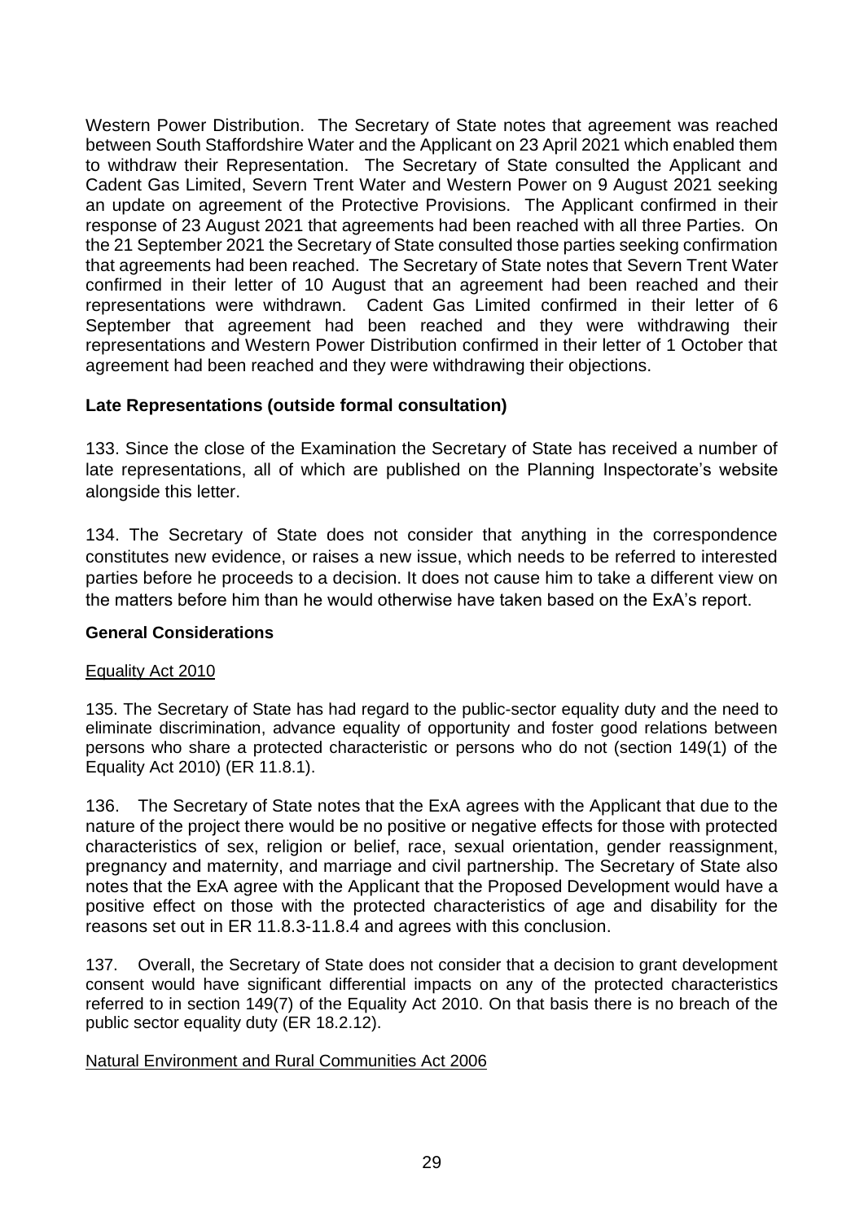Western Power Distribution. The Secretary of State notes that agreement was reached between South Staffordshire Water and the Applicant on 23 April 2021 which enabled them to withdraw their Representation. The Secretary of State consulted the Applicant and Cadent Gas Limited, Severn Trent Water and Western Power on 9 August 2021 seeking an update on agreement of the Protective Provisions. The Applicant confirmed in their response of 23 August 2021 that agreements had been reached with all three Parties. On the 21 September 2021 the Secretary of State consulted those parties seeking confirmation that agreements had been reached. The Secretary of State notes that Severn Trent Water confirmed in their letter of 10 August that an agreement had been reached and their representations were withdrawn. Cadent Gas Limited confirmed in their letter of 6 September that agreement had been reached and they were withdrawing their representations and Western Power Distribution confirmed in their letter of 1 October that agreement had been reached and they were withdrawing their objections.

**Late Representations (outside formal consultation)**

133. Since the close of the Examination the Secretary of State has received a number of late representations, all of which are published on the Planning Inspectorate's website alongside this letter.

134. The Secretary of State does not consider that anything in the correspondence constitutes new evidence, or raises a new issue, which needs to be referred to interested parties before he proceeds to a decision. It does not cause him to take a different view on the matters before him than he would otherwise have taken based on the ExA's report.

**General Considerations**

Equality Act 2010

135. The Secretary of State has had regard to the public-sector equality duty and the need to eliminate discrimination, advance equality of opportunity and foster good relations between persons who share a protected characteristic or persons who do not (section 149(1) of the Equality Act 2010) (ER 11.8.1).

136. The Secretary of State notes that the ExA agrees with the Applicant that due to the nature of the project there would be no positive or negative effects for those with protected characteristics of sex, religion or belief, race, sexual orientation, gender reassignment, pregnancy and maternity, and marriage and civil partnership. The Secretary of State also notes that the ExA agree with the Applicant that the Proposed Development would have a positive effect on those with the protected characteristics of age and disability for the reasons set out in ER 11.8.3-11.8.4 and agrees with this conclusion.

137. Overall, the Secretary of State does not consider that a decision to grant development consent would have significant differential impacts on any of the protected characteristics referred to in section 149(7) of the Equality Act 2010. On that basis there is no breach of the public sector equality duty (ER 18.2.12).

Natural Environment and Rural Communities Act 2006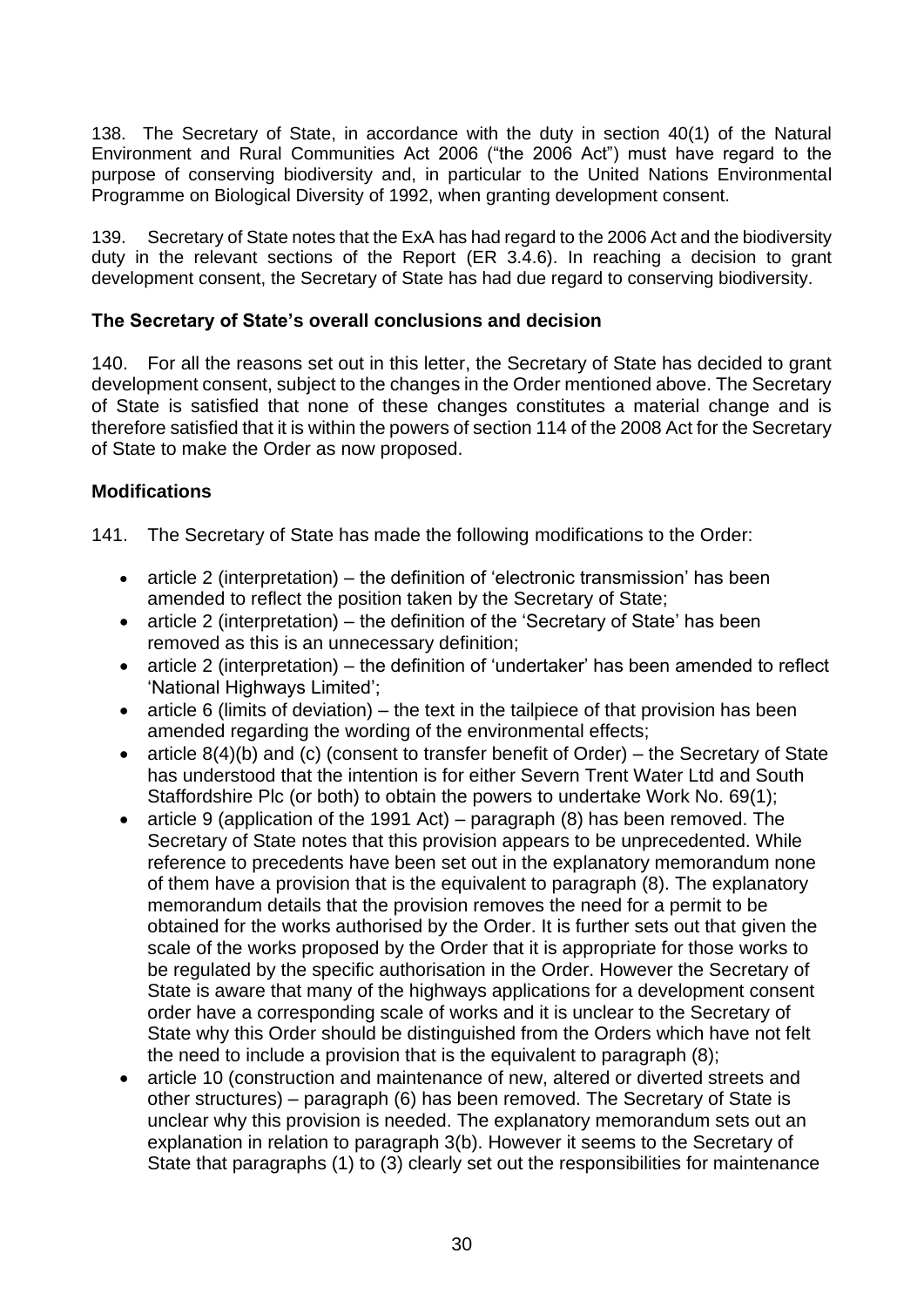138. The Secretary of State, in accordance with the duty in section 40(1) of the Natural Environment and Rural Communities Act 2006 ("the 2006 Act") must have regard to the purpose of conserving biodiversity and, in particular to the United Nations Environmental Programme on Biological Diversity of 1992, when granting development consent.

139. Secretary of State notes that the ExA has had regard to the 2006 Act and the biodiversity duty in the relevant sections of the Report (ER 3.4.6). In reaching a decision to grant development consent, the Secretary of State has had due regard to conserving biodiversity.

### The Secretary of State's overall conclusions and decision

140. For all the reasons set out in this letter, the Secretary of State has decided to grant development consent, subject to the changes in the Order mentioned above. The Secretary of State is satisfied that none of these changes constitutes a material change and is therefore satisfied that it is within the powers of section 114 of the 2008 Act for the Secretary of State to make the Order as now proposed.

### Modifications

141. The Secretary of State has made the following modifications to the Order:

- article 2 (interpretation) – the definition of 'electronic transmission' has been amended to reflect the position taken by the Secretary of State;
- article 2 (interpretation) – the definition of the 'Secretary of State' has been removed as this is an unnecessary definition;
- article 2 (interpretation) – the definition of 'undertaker' has been amended to reflect 'National Highways Limited';
- article 6 (limits of deviation) – the text in the tailpiece of that provision has been amended regarding the wording of the environmental effects;
- article 8(4)(b) and (c) (consent to transfer benefit of Order) – the Secretary of State has understood that the intention is for either Severn Trent Water Ltd and South Staffordshire Plc (or both) to obtain the powers to undertake Work No. 69(1);
- article 9 (application of the 1991 Act) – paragraph (8) has been removed. The Secretary of State notes that this provision appears to be unprecedented. While reference to precedents have been set out in the explanatory memorandum none of them have a provision that is the equivalent to paragraph (8). The explanatory memorandum details that the provision removes the need for a permit to be obtained for the works authorised by the Order. It is further sets out that given the scale of the works proposed by the Order that it is appropriate for those works to be regulated by the specific authorisation in the Order. However the Secretary of State is aware that many of the highways applications for a development consent order have a corresponding scale of works and it is unclear to the Secretary of State why this Order should be distinguished from the Orders which have not felt the need to include a provision that is the equivalent to paragraph (8);
- article 10 (construction and maintenance of new, altered or diverted streets and other structures) – paragraph (6) has been removed. The Secretary of State is unclear why this provision is needed. The explanatory memorandum sets out an explanation in relation to paragraph 3(b). However it seems to the Secretary of State that paragraphs (1) to (3) clearly set out the responsibilities for maintenance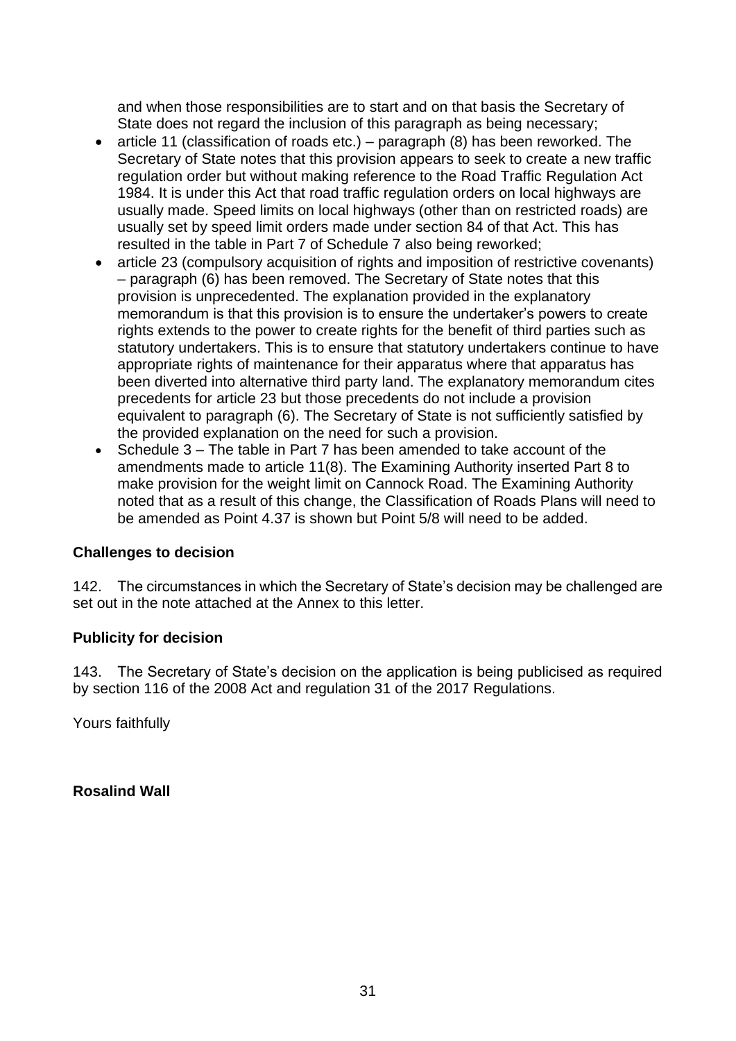and when those responsibilities are to start and on that basis the Secretary of State does not regard the inclusion of this paragraph as being necessary;

- article 11 (classification of roads etc.) – paragraph (8) has been reworked. The Secretary of State notes that this provision appears to seek to create a new traffic regulation order but without making reference to the Road Traffic Regulation Act 1984. It is under this Act that road traffic regulation orders on local highways are usually made. Speed limits on local highways (other than on restricted roads) are usually set by speed limit orders made under section 84 of that Act. This has resulted in the table in Part 7 of Schedule 7 also being reworked;
- article 23 (compulsory acquisition of rights and imposition of restrictive covenants) – paragraph (6) has been removed. The Secretary of State notes that this provision is unprecedented. The explanation provided in the explanatory memorandum is that this provision is to ensure the undertaker's powers to create rights extends to the power to create rights for the benefit of third parties such as statutory undertakers. This is to ensure that statutory undertakers continue to have appropriate rights of maintenance for their apparatus where that apparatus has been diverted into alternative third party land. The explanatory memorandum cites precedents for article 23 but those precedents do not include a provision equivalent to paragraph (6). The Secretary of State is not sufficiently satisfied by the provided explanation on the need for such a provision.
- Schedule 3 – The table in Part 7 has been amended to take account of the amendments made to article 11(8). The Examining Authority inserted Part 8 to make provision for the weight limit on Cannock Road. The Examining Authority noted that as a result of this change, the Classification of Roads Plans will need to be amended as Point 4.37 is shown but Point 5/8 will need to be added.

**Challenges to decision**

142. The circumstances in which the Secretary of State's decision may be challenged are set out in the note attached at the Annex to this letter.

**Publicity for decision**

143. The Secretary of State's decision on the application is being publicised as required by section 116 of the 2008 Act and regulation 31 of the 2017 Regulations.

Yours faithfully

**Rosalind Wall**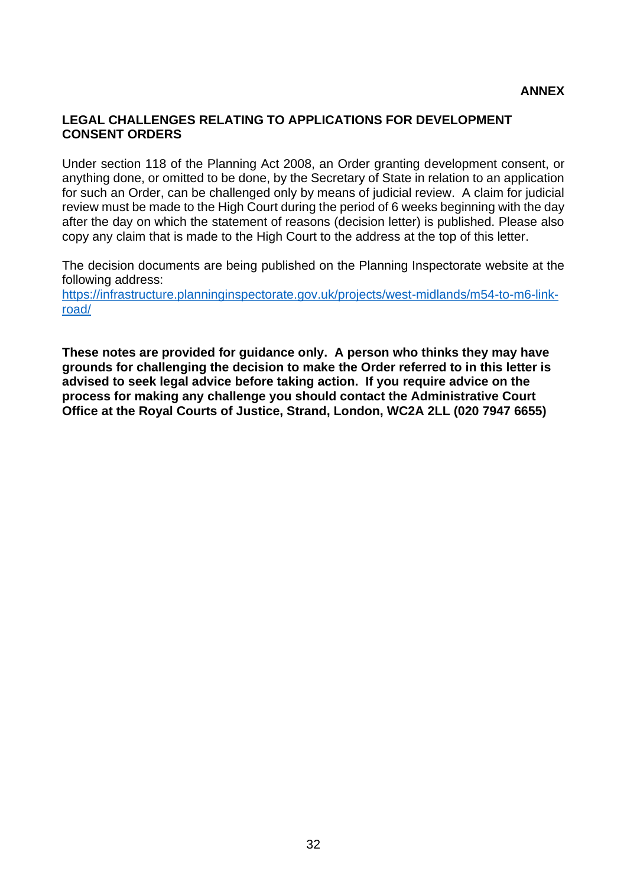**ANNEX**

## LEGAL CHALLENGES RELATING TO APPLICATIONS FOR DEVELOPMENT CONSENT ORDERS

Under section 118 of the Planning Act 2008, an Order granting development consent, or anything done, or omitted to be done, by the Secretary of State in relation to an application for such an Order, can be challenged only by means of judicial review. A claim for judicial review must be made to the High Court during the period of 6 weeks beginning with the day after the day on which the statement of reasons (decision letter) is published. Please also copy any claim that is made to the High Court to the address at the top of this letter.

The decision documents are being published on the Planning Inspectorate website at the following address:
https://infrastructure.planninginspectorate.gov.uk/projects/west-midlands/m54-to-m6-link-road/

**These notes are provided for guidance only. A person who thinks they may have grounds for challenging the decision to make the Order referred to in this letter is advised to seek legal advice before taking action. If you require advice on the process for making any challenge you should contact the Administrative Court Office at the Royal Courts of Justice, Strand, London, WC2A 2LL (020 7947 6655)**